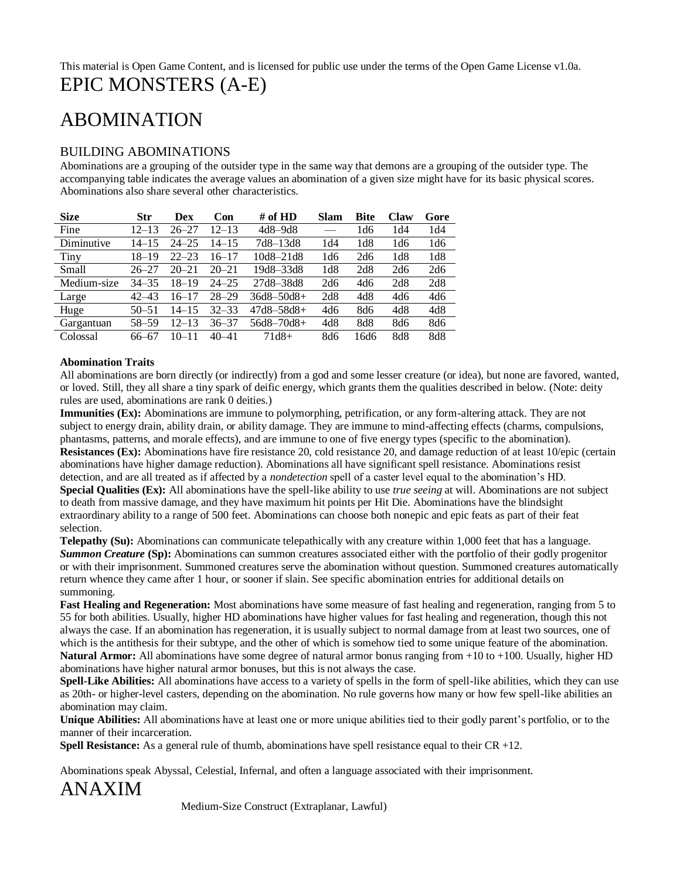This material is Open Game Content, and is licensed for public use under the terms of the Open Game License v1.0a.

# EPIC MONSTERS (A-E)

# ABOMINATION

## BUILDING ABOMINATIONS

Abominations are a grouping of the outsider type in the same way that demons are a grouping of the outsider type. The accompanying table indicates the average values an abomination of a given size might have for its basic physical scores. Abominations also share several other characteristics.

| Size | Str | Dex | Con | # of HD | Slam | Bite | Claw | Gore |
|---|---|---|---|---|---|---|---|---|
| Fine | 12–13 | 26–27 | 12–13 | 4d8–9d8 | — | 1d6 | 1d4 | 1d4 |
| Diminutive | 14–15 | 24–25 | 14–15 | 7d8–13d8 | 1d4 | 1d8 | 1d6 | 1d6 |
| Tiny | 18–19 | 22–23 | 16–17 | 10d8–21d8 | 1d6 | 2d6 | 1d8 | 1d8 |
| Small | 26–27 | 20–21 | 20–21 | 19d8–33d8 | 1d8 | 2d8 | 2d6 | 2d6 |
| Medium-size | 34–35 | 18–19 | 24–25 | 27d8–38d8 | 2d6 | 4d6 | 2d8 | 2d8 |
| Large | 42–43 | 16–17 | 28–29 | 36d8–50d8+ | 2d8 | 4d8 | 4d6 | 4d6 |
| Huge | 50–51 | 14–15 | 32–33 | 47d8–58d8+ | 4d6 | 8d6 | 4d8 | 4d8 |
| Gargantuan | 58–59 | 12–13 | 36–37 | 56d8–70d8+ | 4d8 | 8d8 | 8d6 | 8d6 |
| Colossal | 66–67 | 10–11 | 40–41 | 71d8+ | 8d6 | 16d6 | 8d8 | 8d8 |

**Abomination Traits**

All abominations are born directly (or indirectly) from a god and some lesser creature (or idea), but none are favored, wanted, or loved. Still, they all share a tiny spark of deific energy, which grants them the qualities described in below. (Note: deity rules are used, abominations are rank 0 deities.)

**Immunities (Ex):** Abominations are immune to polymorphing, petrification, or any form-altering attack. They are not subject to energy drain, ability drain, or ability damage. They are immune to mind-affecting effects (charms, compulsions, phantasms, patterns, and morale effects), and are immune to one of five energy types (specific to the abomination).

**Resistances (Ex):** Abominations have fire resistance 20, cold resistance 20, and damage reduction of at least 10/epic (certain abominations have higher damage reduction). Abominations all have significant spell resistance. Abominations resist detection, and are all treated as if affected by a *nondetection* spell of a caster level equal to the abomination's HD.

**Special Qualities (Ex):** All abominations have the spell-like ability to use *true seeing* at will. Abominations are not subject to death from massive damage, and they have maximum hit points per Hit Die. Abominations have the blindsight extraordinary ability to a range of 500 feet. Abominations can choose both nonepic and epic feats as part of their feat selection.

**Telepathy (Su):** Abominations can communicate telepathically with any creature within 1,000 feet that has a language.

***Summon Creature*** **(Sp):** Abominations can summon creatures associated either with the portfolio of their godly progenitor or with their imprisonment. Summoned creatures serve the abomination without question. Summoned creatures automatically return whence they came after 1 hour, or sooner if slain. See specific abomination entries for additional details on summoning.

**Fast Healing and Regeneration:** Most abominations have some measure of fast healing and regeneration, ranging from 5 to 55 for both abilities. Usually, higher HD abominations have higher values for fast healing and regeneration, though this not always the case. If an abomination has regeneration, it is usually subject to normal damage from at least two sources, one of which is the antithesis for their subtype, and the other of which is somehow tied to some unique feature of the abomination.

**Natural Armor:** All abominations have some degree of natural armor bonus ranging from +10 to +100. Usually, higher HD abominations have higher natural armor bonuses, but this is not always the case.

**Spell-Like Abilities:** All abominations have access to a variety of spells in the form of spell-like abilities, which they can use as 20th- or higher-level casters, depending on the abomination. No rule governs how many or how few spell-like abilities an abomination may claim.

**Unique Abilities:** All abominations have at least one or more unique abilities tied to their godly parent's portfolio, or to the manner of their incarceration.

**Spell Resistance:** As a general rule of thumb, abominations have spell resistance equal to their CR +12.

Abominations speak Abyssal, Celestial, Infernal, and often a language associated with their imprisonment.

# ANAXIM

Medium-Size Construct (Extraplanar, Lawful)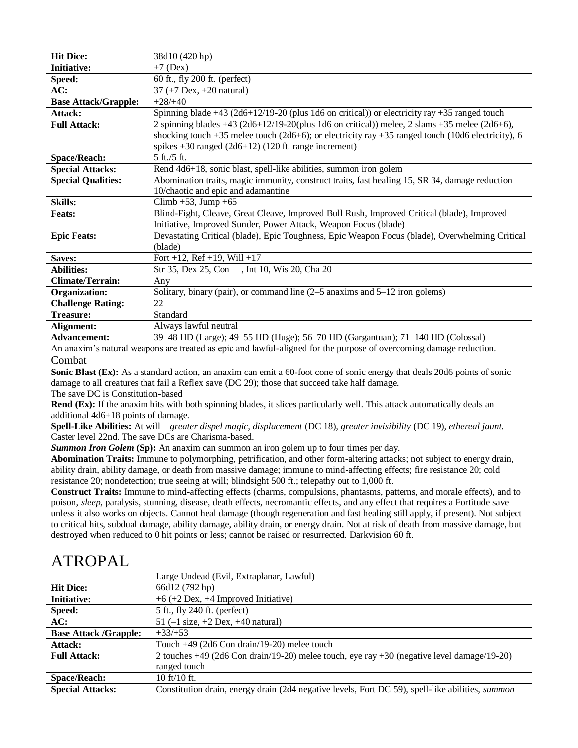| | |
|---|---|
| **Hit Dice:** | 38d10 (420 hp) |
| **Initiative:** | +7 (Dex) |
| **Speed:** | 60 ft., fly 200 ft. (perfect) |
| **AC:** | 37 (+7 Dex, +20 natural) |
| **Base Attack/Grapple:** | +28/+40 |
| **Attack:** | Spinning blade +43 (2d6+12/19-20 (plus 1d6 on critical)) or electricity ray +35 ranged touch |
| **Full Attack:** | 2 spinning blades +43 (2d6+12/19-20(plus 1d6 on critical)) melee, 2 slams +35 melee (2d6+6), shocking touch +35 melee touch (2d6+6); or electricity ray +35 ranged touch (10d6 electricity), 6 spikes +30 ranged (2d6+12) (120 ft. range increment) |
| **Space/Reach:** | 5 ft./5 ft. |
| **Special Attacks:** | Rend 4d6+18, sonic blast, spell-like abilities, summon iron golem |
| **Special Qualities:** | Abomination traits, magic immunity, construct traits, fast healing 15, SR 34, damage reduction 10/chaotic and epic and adamantine |
| **Skills:** | Climb +53, Jump +65 |
| **Feats:** | Blind-Fight, Cleave, Great Cleave, Improved Bull Rush, Improved Critical (blade), Improved Initiative, Improved Sunder, Power Attack, Weapon Focus (blade) |
| **Epic Feats:** | Devastating Critical (blade), Epic Toughness, Epic Weapon Focus (blade), Overwhelming Critical (blade) |
| **Saves:** | Fort +12, Ref +19, Will +17 |
| **Abilities:** | Str 35, Dex 25, Con —, Int 10, Wis 20, Cha 20 |
| **Climate/Terrain:** | Any |
| **Organization:** | Solitary, binary (pair), or command line (2–5 anaxims and 5–12 iron golems) |
| **Challenge Rating:** | 22 |
| **Treasure:** | Standard |
| **Alignment:** | Always lawful neutral |
| **Advancement:** | 39–48 HD (Large); 49–55 HD (Huge); 56–70 HD (Gargantuan); 71–140 HD (Colossal) |

An anaxim's natural weapons are treated as epic and lawful-aligned for the purpose of overcoming damage reduction.

## Combat

**Sonic Blast (Ex):** As a standard action, an anaxim can emit a 60-foot cone of sonic energy that deals 20d6 points of sonic damage to all creatures that fail a Reflex save (DC 29); those that succeed take half damage.
The save DC is Constitution-based

**Rend (Ex):** If the anaxim hits with both spinning blades, it slices particularly well. This attack automatically deals an additional 4d6+18 points of damage.

**Spell-Like Abilities:** At will—*greater dispel magic, displacement* (DC 18), *greater invisibility* (DC 19), *ethereal jaunt.* Caster level 22nd. The save DCs are Charisma-based.

***Summon Iron Golem*** **(Sp):** An anaxim can summon an iron golem up to four times per day.

**Abomination Traits:** Immune to polymorphing, petrification, and other form-altering attacks; not subject to energy drain, ability drain, ability damage, or death from massive damage; immune to mind-affecting effects; fire resistance 20; cold resistance 20; nondetection; true seeing at will; blindsight 500 ft.; telepathy out to 1,000 ft.

**Construct Traits:** Immune to mind-affecting effects (charms, compulsions, phantasms, patterns, and morale effects), and to poison, *sleep,* paralysis, stunning, disease, death effects, necromantic effects, and any effect that requires a Fortitude save unless it also works on objects. Cannot heal damage (though regeneration and fast healing still apply, if present). Not subject to critical hits, subdual damage, ability damage, ability drain, or energy drain. Not at risk of death from massive damage, but destroyed when reduced to 0 hit points or less; cannot be raised or resurrected. Darkvision 60 ft.

# ATROPAL

| | Large Undead (Evil, Extraplanar, Lawful) |
|---|---|
| **Hit Dice:** | 66d12 (792 hp) |
| **Initiative:** | +6 (+2 Dex, +4 Improved Initiative) |
| **Speed:** | 5 ft., fly 240 ft. (perfect) |
| **AC:** | 51 (–1 size, +2 Dex, +40 natural) |
| **Base Attack /Grapple:** | +33/+53 |
| **Attack:** | Touch +49 (2d6 Con drain/19-20) melee touch |
| **Full Attack:** | 2 touches +49 (2d6 Con drain/19-20) melee touch, eye ray +30 (negative level damage/19-20) ranged touch |
| **Space/Reach:** | 10 ft/10 ft. |
| **Special Attacks:** | Constitution drain, energy drain (2d4 negative levels, Fort DC 59), spell-like abilities, *summon* |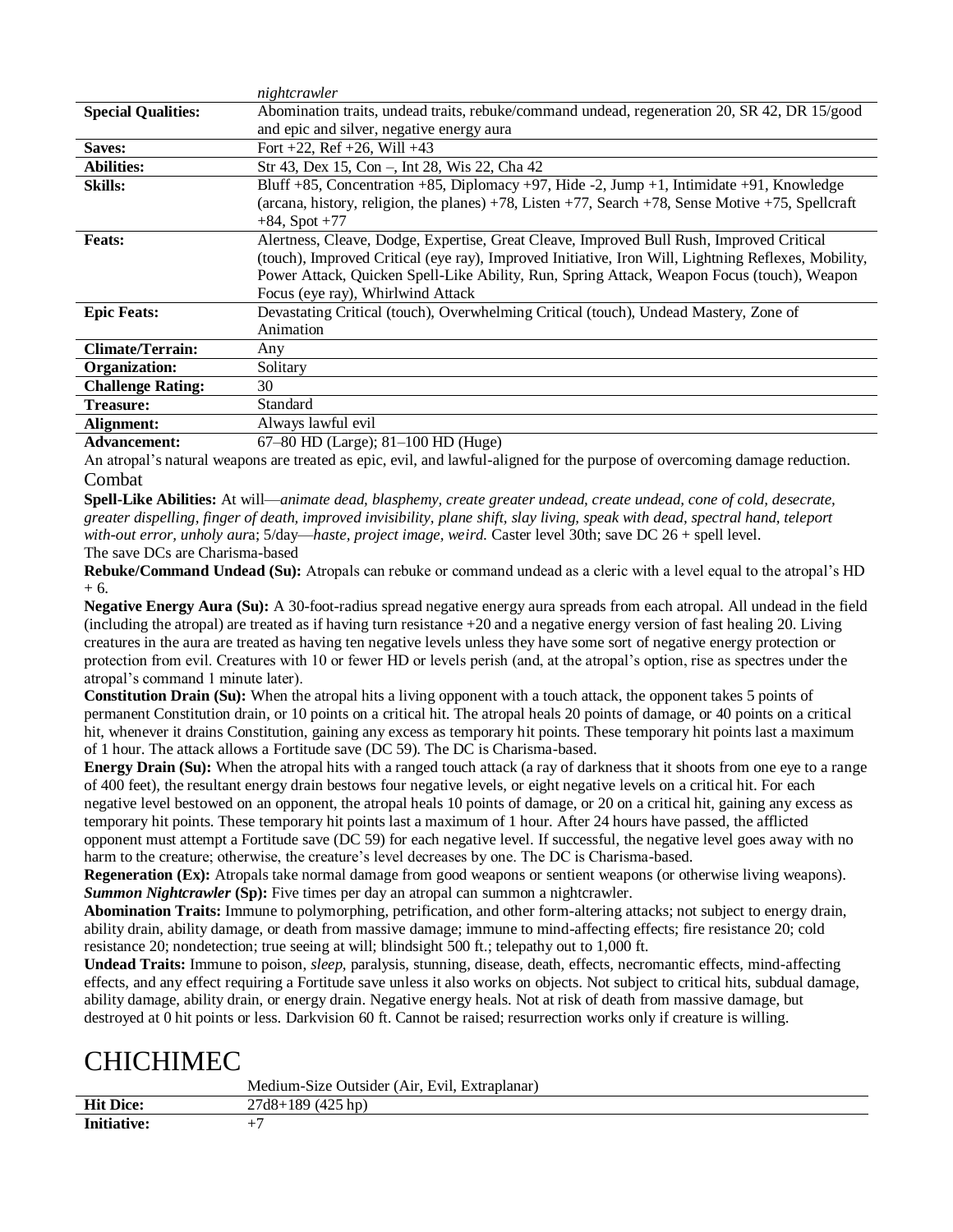| | nightcrawler |
|---|---|
| **Special Qualities:** | Abomination traits, undead traits, rebuke/command undead, regeneration 20, SR 42, DR 15/good and epic and silver, negative energy aura |
| **Saves:** | Fort +22, Ref +26, Will +43 |
| **Abilities:** | Str 43, Dex 15, Con –, Int 28, Wis 22, Cha 42 |
| **Skills:** | Bluff +85, Concentration +85, Diplomacy +97, Hide -2, Jump +1, Intimidate +91, Knowledge (arcana, history, religion, the planes) +78, Listen +77, Search +78, Sense Motive +75, Spellcraft +84, Spot +77 |
| **Feats:** | Alertness, Cleave, Dodge, Expertise, Great Cleave, Improved Bull Rush, Improved Critical (touch), Improved Critical (eye ray), Improved Initiative, Iron Will, Lightning Reflexes, Mobility, Power Attack, Quicken Spell-Like Ability, Run, Spring Attack, Weapon Focus (touch), Weapon Focus (eye ray), Whirlwind Attack |
| **Epic Feats:** | Devastating Critical (touch), Overwhelming Critical (touch), Undead Mastery, Zone of Animation |
| **Climate/Terrain:** | Any |
| **Organization:** | Solitary |
| **Challenge Rating:** | 30 |
| **Treasure:** | Standard |
| **Alignment:** | Always lawful evil |
| **Advancement:** | 67–80 HD (Large); 81–100 HD (Huge) |

An atropal's natural weapons are treated as epic, evil, and lawful-aligned for the purpose of overcoming damage reduction.

## Combat

**Spell-Like Abilities:** At will—*animate dead, blasphemy, create greater undead, create undead, cone of cold, desecrate, greater dispelling, finger of death, improved invisibility, plane shift, slay living, speak with dead, spectral hand, teleport with-out error, unholy aur*a; 5/day—*haste, project image, weird.* Caster level 30th; save DC 26 + spell level. The save DCs are Charisma-based

**Rebuke/Command Undead (Su):** Atropals can rebuke or command undead as a cleric with a level equal to the atropal's HD + 6.

**Negative Energy Aura (Su):** A 30-foot-radius spread negative energy aura spreads from each atropal. All undead in the field (including the atropal) are treated as if having turn resistance +20 and a negative energy version of fast healing 20. Living creatures in the aura are treated as having ten negative levels unless they have some sort of negative energy protection or protection from evil. Creatures with 10 or fewer HD or levels perish (and, at the atropal's option, rise as spectres under the atropal's command 1 minute later).

**Constitution Drain (Su):** When the atropal hits a living opponent with a touch attack, the opponent takes 5 points of permanent Constitution drain, or 10 points on a critical hit. The atropal heals 20 points of damage, or 40 points on a critical hit, whenever it drains Constitution, gaining any excess as temporary hit points. These temporary hit points last a maximum of 1 hour. The attack allows a Fortitude save (DC 59). The DC is Charisma-based.

**Energy Drain (Su):** When the atropal hits with a ranged touch attack (a ray of darkness that it shoots from one eye to a range of 400 feet), the resultant energy drain bestows four negative levels, or eight negative levels on a critical hit. For each negative level bestowed on an opponent, the atropal heals 10 points of damage, or 20 on a critical hit, gaining any excess as temporary hit points. These temporary hit points last a maximum of 1 hour. After 24 hours have passed, the afflicted opponent must attempt a Fortitude save (DC 59) for each negative level. If successful, the negative level goes away with no harm to the creature; otherwise, the creature's level decreases by one. The DC is Charisma-based.

**Regeneration (Ex):** Atropals take normal damage from good weapons or sentient weapons (or otherwise living weapons).

***Summon Nightcrawler*** **(Sp):** Five times per day an atropal can summon a nightcrawler.

**Abomination Traits:** Immune to polymorphing, petrification, and other form-altering attacks; not subject to energy drain, ability drain, ability damage, or death from massive damage; immune to mind-affecting effects; fire resistance 20; cold resistance 20; nondetection; true seeing at will; blindsight 500 ft.; telepathy out to 1,000 ft.

**Undead Traits:** Immune to poison, *sleep*, paralysis, stunning, disease, death, effects, necromantic effects, mind-affecting effects, and any effect requiring a Fortitude save unless it also works on objects. Not subject to critical hits, subdual damage, ability damage, ability drain, or energy drain. Negative energy heals. Not at risk of death from massive damage, but destroyed at 0 hit points or less. Darkvision 60 ft. Cannot be raised; resurrection works only if creature is willing.

# CHICHIMEC

| | Medium-Size Outsider (Air, Evil, Extraplanar) |
|---|---|
| **Hit Dice:** | 27d8+189 (425 hp) |
| **Initiative:** | +7 |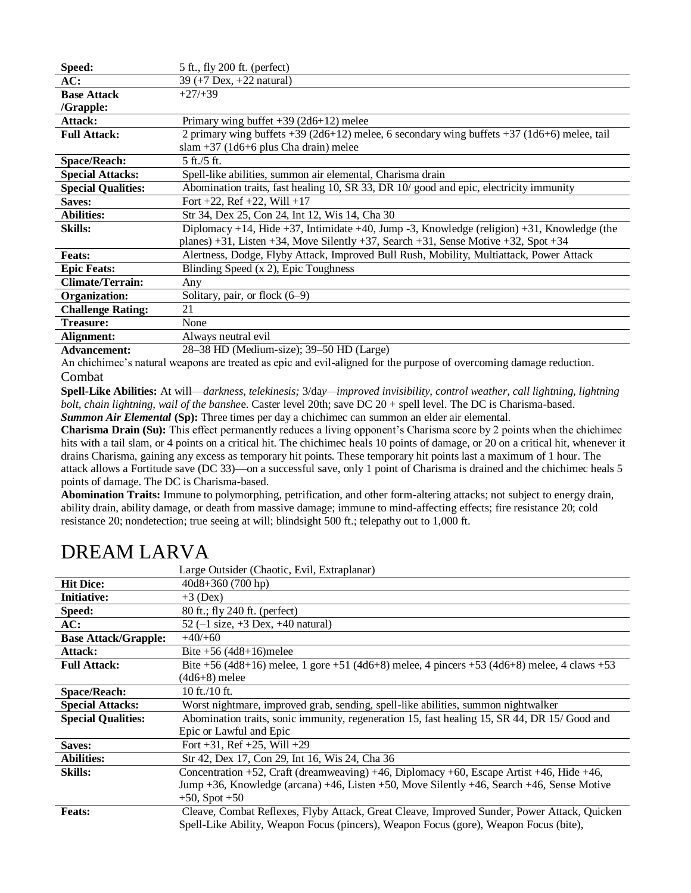| | |
|---|---|
| **Speed:** | 5 ft., fly 200 ft. (perfect) |
| **AC:** | 39 (+7 Dex, +22 natural) |
| **Base Attack /Grapple:** | +27/+39 |
| **Attack:** | Primary wing buffet +39 (2d6+12) melee |
| **Full Attack:** | 2 primary wing buffets +39 (2d6+12) melee, 6 secondary wing buffets +37 (1d6+6) melee, tail slam +37 (1d6+6 plus Cha drain) melee |
| **Space/Reach:** | 5 ft./5 ft. |
| **Special Attacks:** | Spell-like abilities, summon air elemental, Charisma drain |
| **Special Qualities:** | Abomination traits, fast healing 10, SR 33, DR 10/ good and epic, electricity immunity |
| **Saves:** | Fort +22, Ref +22, Will +17 |
| **Abilities:** | Str 34, Dex 25, Con 24, Int 12, Wis 14, Cha 30 |
| **Skills:** | Diplomacy +14, Hide +37, Intimidate +40, Jump -3, Knowledge (religion) +31, Knowledge (the planes) +31, Listen +34, Move Silently +37, Search +31, Sense Motive +32, Spot +34 |
| **Feats:** | Alertness, Dodge, Flyby Attack, Improved Bull Rush, Mobility, Multiattack, Power Attack |
| **Epic Feats:** | Blinding Speed (x 2), Epic Toughness |
| **Climate/Terrain:** | Any |
| **Organization:** | Solitary, pair, or flock (6–9) |
| **Challenge Rating:** | 21 |
| **Treasure:** | None |
| **Alignment:** | Always neutral evil |
| **Advancement:** | 28–38 HD (Medium-size); 39–50 HD (Large) |

An chichimec's natural weapons are treated as epic and evil-aligned for the purpose of overcoming damage reduction.

### Combat

**Spell-Like Abilities:** At will—*darkness, telekinesis;* 3/day—*improved invisibility, control weather, call lightning, lightning bolt, chain lightning, wail of the banshe*e. Caster level 20th; save DC 20 + spell level. The DC is Charisma-based.

***Summon Air Elemental*** **(Sp):** Three times per day a chichimec can summon an elder air elemental.

**Charisma Drain (Su):** This effect permanently reduces a living opponent's Charisma score by 2 points when the chichimec hits with a tail slam, or 4 points on a critical hit. The chichimec heals 10 points of damage, or 20 on a critical hit, whenever it drains Charisma, gaining any excess as temporary hit points. These temporary hit points last a maximum of 1 hour. The attack allows a Fortitude save (DC 33)—on a successful save, only 1 point of Charisma is drained and the chichimec heals 5 points of damage. The DC is Charisma-based.

**Abomination Traits:** Immune to polymorphing, petrification, and other form-altering attacks; not subject to energy drain, ability drain, ability damage, or death from massive damage; immune to mind-affecting effects; fire resistance 20; cold resistance 20; nondetection; true seeing at will; blindsight 500 ft.; telepathy out to 1,000 ft.

# DREAM LARVA

| | Large Outsider (Chaotic, Evil, Extraplanar) |
|---|---|
| **Hit Dice:** | 40d8+360 (700 hp) |
| **Initiative:** | +3 (Dex) |
| **Speed:** | 80 ft.; fly 240 ft. (perfect) |
| **AC:** | 52 (–1 size, +3 Dex, +40 natural) |
| **Base Attack/Grapple:** | +40/+60 |
| **Attack:** | Bite +56 (4d8+16)melee |
| **Full Attack:** | Bite +56 (4d8+16) melee, 1 gore +51 (4d6+8) melee, 4 pincers +53 (4d6+8) melee, 4 claws +53 (4d6+8) melee |
| **Space/Reach:** | 10 ft./10 ft. |
| **Special Attacks:** | Worst nightmare, improved grab, sending, spell-like abilities, summon nightwalker |
| **Special Qualities:** | Abomination traits, sonic immunity, regeneration 15, fast healing 15, SR 44, DR 15/ Good and Epic or Lawful and Epic |
| **Saves:** | Fort +31, Ref +25, Will +29 |
| **Abilities:** | Str 42, Dex 17, Con 29, Int 16, Wis 24, Cha 36 |
| **Skills:** | Concentration +52, Craft (dreamweaving) +46, Diplomacy +60, Escape Artist +46, Hide +46, Jump +36, Knowledge (arcana) +46, Listen +50, Move Silently +46, Search +46, Sense Motive +50, Spot +50 |
| **Feats:** | Cleave, Combat Reflexes, Flyby Attack, Great Cleave, Improved Sunder, Power Attack, Quicken Spell-Like Ability, Weapon Focus (pincers), Weapon Focus (gore), Weapon Focus (bite), |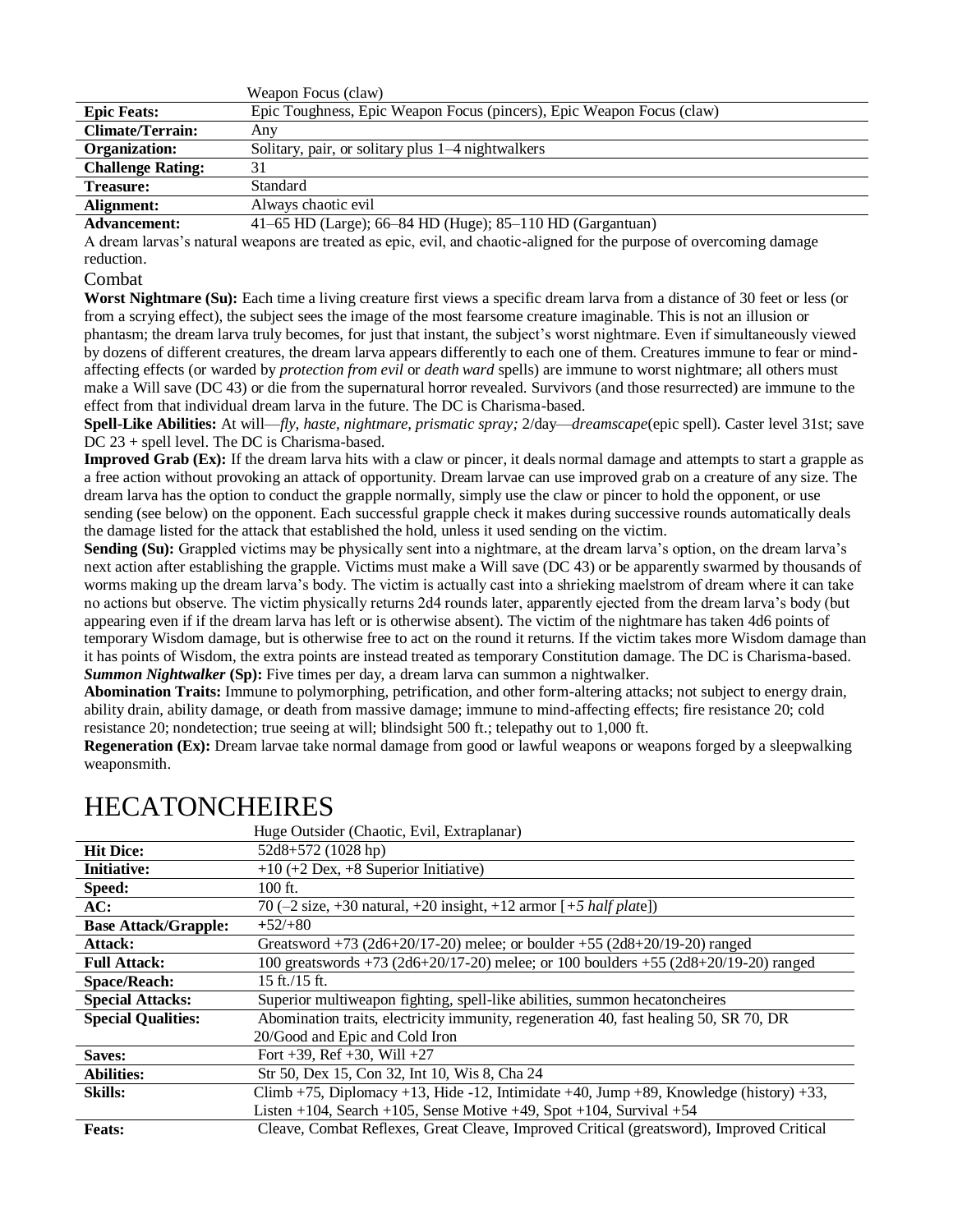| | |
|---|---|
| | Weapon Focus (claw) |
| **Epic Feats:** | Epic Toughness, Epic Weapon Focus (pincers), Epic Weapon Focus (claw) |
| **Climate/Terrain:** | Any |
| **Organization:** | Solitary, pair, or solitary plus 1–4 nightwalkers |
| **Challenge Rating:** | 31 |
| **Treasure:** | Standard |
| **Alignment:** | Always chaotic evil |
| **Advancement:** | 41–65 HD (Large); 66–84 HD (Huge); 85–110 HD (Gargantuan) |

A dream larvas's natural weapons are treated as epic, evil, and chaotic-aligned for the purpose of overcoming damage reduction.

Combat

**Worst Nightmare (Su):** Each time a living creature first views a specific dream larva from a distance of 30 feet or less (or from a scrying effect), the subject sees the image of the most fearsome creature imaginable. This is not an illusion or phantasm; the dream larva truly becomes, for just that instant, the subject's worst nightmare. Even if simultaneously viewed by dozens of different creatures, the dream larva appears differently to each one of them. Creatures immune to fear or mind-affecting effects (or warded by *protection from evil* or *death ward* spells) are immune to worst nightmare; all others must make a Will save (DC 43) or die from the supernatural horror revealed. Survivors (and those resurrected) are immune to the effect from that individual dream larva in the future. The DC is Charisma-based.

**Spell-Like Abilities:** At will—*fly, haste, nightmare, prismatic spray;* 2/day—*dreamscape*(epic spell). Caster level 31st; save DC 23 + spell level. The DC is Charisma-based.

**Improved Grab (Ex):** If the dream larva hits with a claw or pincer, it deals normal damage and attempts to start a grapple as a free action without provoking an attack of opportunity. Dream larvae can use improved grab on a creature of any size. The dream larva has the option to conduct the grapple normally, simply use the claw or pincer to hold the opponent, or use sending (see below) on the opponent. Each successful grapple check it makes during successive rounds automatically deals the damage listed for the attack that established the hold, unless it used sending on the victim.

**Sending (Su):** Grappled victims may be physically sent into a nightmare, at the dream larva's option, on the dream larva's next action after establishing the grapple. Victims must make a Will save (DC 43) or be apparently swarmed by thousands of worms making up the dream larva's body. The victim is actually cast into a shrieking maelstrom of dream where it can take no actions but observe. The victim physically returns 2d4 rounds later, apparently ejected from the dream larva's body (but appearing even if if the dream larva has left or is otherwise absent). The victim of the nightmare has taken 4d6 points of temporary Wisdom damage, but is otherwise free to act on the round it returns. If the victim takes more Wisdom damage than it has points of Wisdom, the extra points are instead treated as temporary Constitution damage. The DC is Charisma-based.

***Summon Nightwalker*** **(Sp):** Five times per day, a dream larva can summon a nightwalker.

**Abomination Traits:** Immune to polymorphing, petrification, and other form-altering attacks; not subject to energy drain, ability drain, ability damage, or death from massive damage; immune to mind-affecting effects; fire resistance 20; cold resistance 20; nondetection; true seeing at will; blindsight 500 ft.; telepathy out to 1,000 ft.

**Regeneration (Ex):** Dream larvae take normal damage from good or lawful weapons or weapons forged by a sleepwalking weaponsmith.

# HECATONCHEIRES

| | |
|---|---|
| | Huge Outsider (Chaotic, Evil, Extraplanar) |
| **Hit Dice:** | 52d8+572 (1028 hp) |
| **Initiative:** | +10 (+2 Dex, +8 Superior Initiative) |
| **Speed:** | 100 ft. |
| **AC:** | 70 (–2 size, +30 natural, +20 insight, +12 armor [*+5 half plate*]) |
| **Base Attack/Grapple:** | +52/+80 |
| **Attack:** | Greatsword +73 (2d6+20/17-20) melee; or boulder +55 (2d8+20/19-20) ranged |
| **Full Attack:** | 100 greatswords +73 (2d6+20/17-20) melee; or 100 boulders +55 (2d8+20/19-20) ranged |
| **Space/Reach:** | 15 ft./15 ft. |
| **Special Attacks:** | Superior multiweapon fighting, spell-like abilities, summon hecatoncheires |
| **Special Qualities:** | Abomination traits, electricity immunity, regeneration 40, fast healing 50, SR 70, DR 20/Good and Epic and Cold Iron |
| **Saves:** | Fort +39, Ref +30, Will +27 |
| **Abilities:** | Str 50, Dex 15, Con 32, Int 10, Wis 8, Cha 24 |
| **Skills:** | Climb +75, Diplomacy +13, Hide -12, Intimidate +40, Jump +89, Knowledge (history) +33, Listen +104, Search +105, Sense Motive +49, Spot +104, Survival +54 |
| **Feats:** | Cleave, Combat Reflexes, Great Cleave, Improved Critical (greatsword), Improved Critical |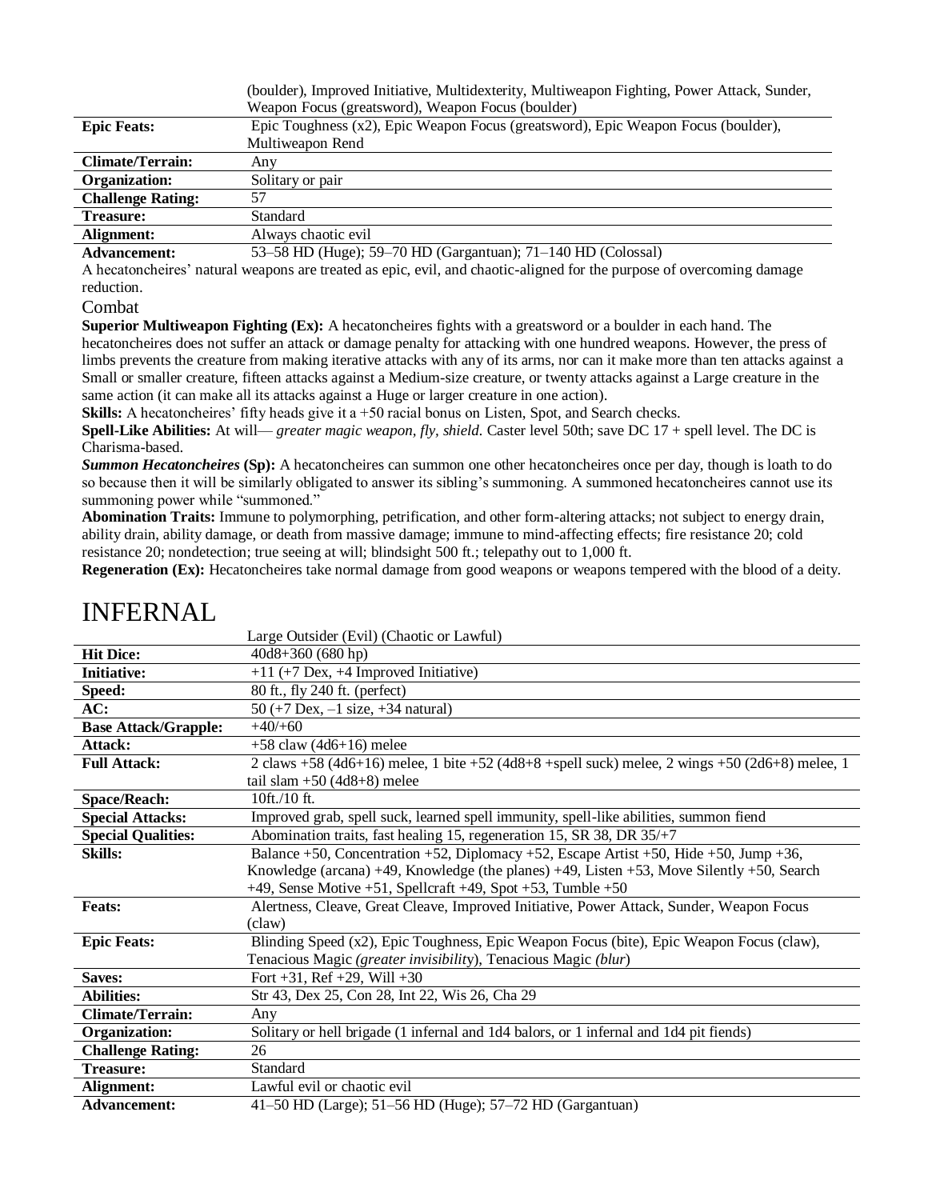| | |
|---|---|
| | (boulder), Improved Initiative, Multidexterity, Multiweapon Fighting, Power Attack, Sunder, Weapon Focus (greatsword), Weapon Focus (boulder) |
| **Epic Feats:** | Epic Toughness (x2), Epic Weapon Focus (greatsword), Epic Weapon Focus (boulder), Multiweapon Rend |
| **Climate/Terrain:** | Any |
| **Organization:** | Solitary or pair |
| **Challenge Rating:** | 57 |
| **Treasure:** | Standard |
| **Alignment:** | Always chaotic evil |
| **Advancement:** | 53–58 HD (Huge); 59–70 HD (Gargantuan); 71–140 HD (Colossal) |

A hecatoncheires' natural weapons are treated as epic, evil, and chaotic-aligned for the purpose of overcoming damage reduction.

### Combat

**Superior Multiweapon Fighting (Ex):** A hecatoncheires fights with a greatsword or a boulder in each hand. The hecatoncheires does not suffer an attack or damage penalty for attacking with one hundred weapons. However, the press of limbs prevents the creature from making iterative attacks with any of its arms, nor can it make more than ten attacks against a Small or smaller creature, fifteen attacks against a Medium-size creature, or twenty attacks against a Large creature in the same action (it can make all its attacks against a Huge or larger creature in one action).

**Skills:** A hecatoncheires' fifty heads give it a +50 racial bonus on Listen, Spot, and Search checks.

**Spell-Like Abilities:** At will— *greater magic weapon, fly, shield*. Caster level 50th; save DC 17 + spell level. The DC is Charisma-based.

***Summon Hecatoncheires*** **(Sp):** A hecatoncheires can summon one other hecatoncheires once per day, though is loath to do so because then it will be similarly obligated to answer its sibling's summoning. A summoned hecatoncheires cannot use its summoning power while "summoned."

**Abomination Traits:** Immune to polymorphing, petrification, and other form-altering attacks; not subject to energy drain, ability drain, ability damage, or death from massive damage; immune to mind-affecting effects; fire resistance 20; cold resistance 20; nondetection; true seeing at will; blindsight 500 ft.; telepathy out to 1,000 ft.

**Regeneration (Ex):** Hecatoncheires take normal damage from good weapons or weapons tempered with the blood of a deity.

# INFERNAL

| | Large Outsider (Evil) (Chaotic or Lawful) |
|---|---|
| **Hit Dice:** | 40d8+360 (680 hp) |
| **Initiative:** | +11 (+7 Dex, +4 Improved Initiative) |
| **Speed:** | 80 ft., fly 240 ft. (perfect) |
| **AC:** | 50 (+7 Dex, –1 size, +34 natural) |
| **Base Attack/Grapple:** | +40/+60 |
| **Attack:** | +58 claw (4d6+16) melee |
| **Full Attack:** | 2 claws +58 (4d6+16) melee, 1 bite +52 (4d8+8 +spell suck) melee, 2 wings +50 (2d6+8) melee, 1 tail slam +50 (4d8+8) melee |
| **Space/Reach:** | 10ft./10 ft. |
| **Special Attacks:** | Improved grab, spell suck, learned spell immunity, spell-like abilities, summon fiend |
| **Special Qualities:** | Abomination traits, fast healing 15, regeneration 15, SR 38, DR 35/+7 |
| **Skills:** | Balance +50, Concentration +52, Diplomacy +52, Escape Artist +50, Hide +50, Jump +36, Knowledge (arcana) +49, Knowledge (the planes) +49, Listen +53, Move Silently +50, Search +49, Sense Motive +51, Spellcraft +49, Spot +53, Tumble +50 |
| **Feats:** | Alertness, Cleave, Great Cleave, Improved Initiative, Power Attack, Sunder, Weapon Focus (claw) |
| **Epic Feats:** | Blinding Speed (x2), Epic Toughness, Epic Weapon Focus (bite), Epic Weapon Focus (claw), Tenacious Magic (*greater invisibility*), Tenacious Magic (*blur*) |
| **Saves:** | Fort +31, Ref +29, Will +30 |
| **Abilities:** | Str 43, Dex 25, Con 28, Int 22, Wis 26, Cha 29 |
| **Climate/Terrain:** | Any |
| **Organization:** | Solitary or hell brigade (1 infernal and 1d4 balors, or 1 infernal and 1d4 pit fiends) |
| **Challenge Rating:** | 26 |
| **Treasure:** | Standard |
| **Alignment:** | Lawful evil or chaotic evil |
| **Advancement:** | 41–50 HD (Large); 51–56 HD (Huge); 57–72 HD (Gargantuan) |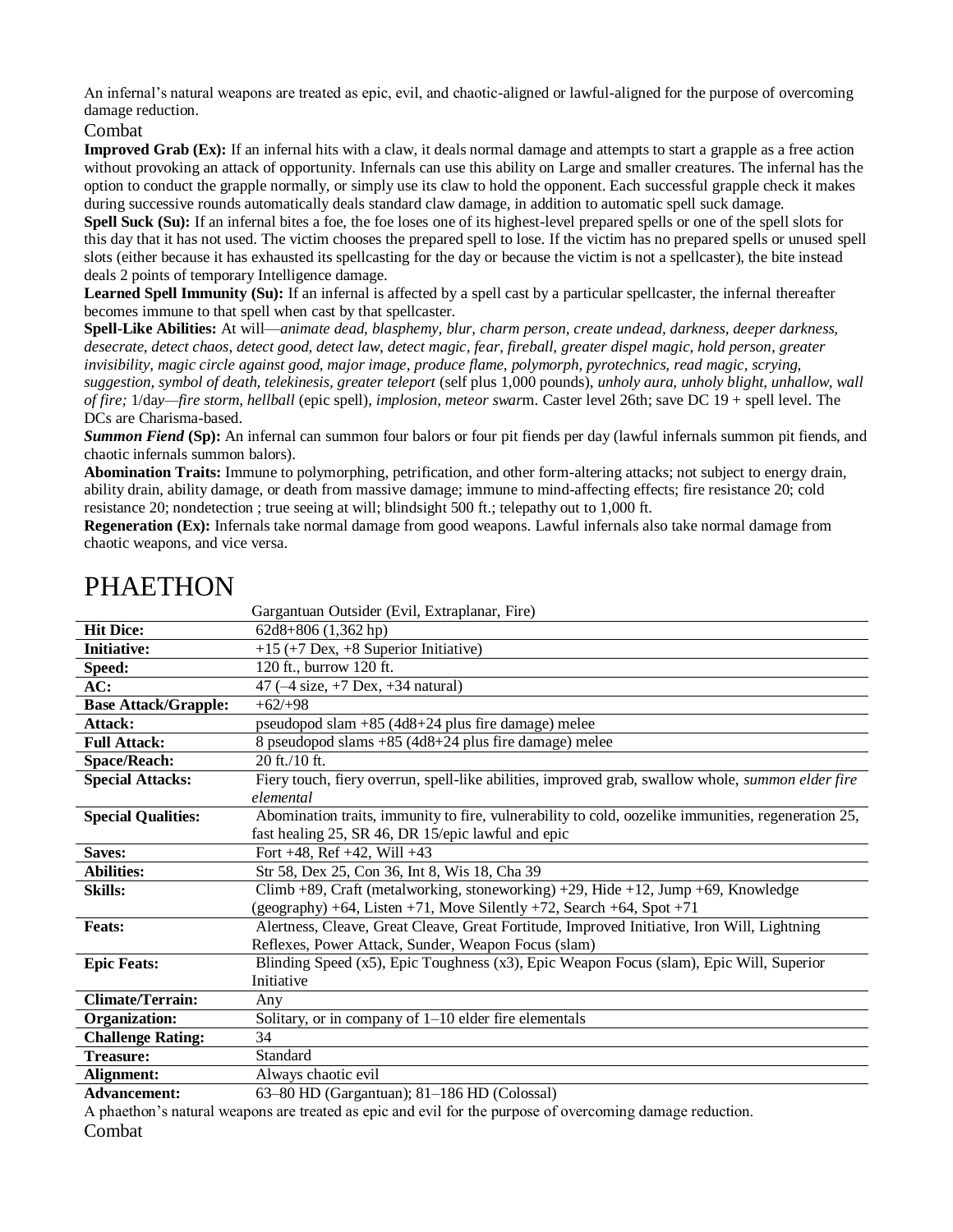An infernal's natural weapons are treated as epic, evil, and chaotic-aligned or lawful-aligned for the purpose of overcoming damage reduction.

Combat

**Improved Grab (Ex):** If an infernal hits with a claw, it deals normal damage and attempts to start a grapple as a free action without provoking an attack of opportunity. Infernals can use this ability on Large and smaller creatures. The infernal has the option to conduct the grapple normally, or simply use its claw to hold the opponent. Each successful grapple check it makes during successive rounds automatically deals standard claw damage, in addition to automatic spell suck damage.

**Spell Suck (Su):** If an infernal bites a foe, the foe loses one of its highest-level prepared spells or one of the spell slots for this day that it has not used. The victim chooses the prepared spell to lose. If the victim has no prepared spells or unused spell slots (either because it has exhausted its spellcasting for the day or because the victim is not a spellcaster), the bite instead deals 2 points of temporary Intelligence damage.

**Learned Spell Immunity (Su):** If an infernal is affected by a spell cast by a particular spellcaster, the infernal thereafter becomes immune to that spell when cast by that spellcaster.

**Spell-Like Abilities:** At will—*animate dead, blasphemy, blur, charm person, create undead, darkness, deeper darkness, desecrate, detect chaos, detect good, detect law, detect magic, fear, fireball, greater dispel magic, hold person, greater invisibility, magic circle against good, major image, produce flame, polymorph, pyrotechnics, read magic, scrying, suggestion, symbol of death, telekinesis, greater teleport* (self plus 1,000 pounds), *unholy aura, unholy blight, unhallow, wall of fire;* 1/day—*fire storm, hellball* (epic spell), *implosion, meteor swar*m. Caster level 26th; save DC 19 + spell level. The DCs are Charisma-based.

***Summon Fiend*** **(Sp):** An infernal can summon four balors or four pit fiends per day (lawful infernals summon pit fiends, and chaotic infernals summon balors).

**Abomination Traits:** Immune to polymorphing, petrification, and other form-altering attacks; not subject to energy drain, ability drain, ability damage, or death from massive damage; immune to mind-affecting effects; fire resistance 20; cold resistance 20; nondetection ; true seeing at will; blindsight 500 ft.; telepathy out to 1,000 ft.

**Regeneration (Ex):** Infernals take normal damage from good weapons. Lawful infernals also take normal damage from chaotic weapons, and vice versa.

# PHAETHON

| | Gargantuan Outsider (Evil, Extraplanar, Fire) |
|---|---|
| **Hit Dice:** | 62d8+806 (1,362 hp) |
| **Initiative:** | +15 (+7 Dex, +8 Superior Initiative) |
| **Speed:** | 120 ft., burrow 120 ft. |
| **AC:** | 47 (–4 size, +7 Dex, +34 natural) |
| **Base Attack/Grapple:** | +62/+98 |
| **Attack:** | pseudopod slam +85 (4d8+24 plus fire damage) melee |
| **Full Attack:** | 8 pseudopod slams +85 (4d8+24 plus fire damage) melee |
| **Space/Reach:** | 20 ft./10 ft. |
| **Special Attacks:** | Fiery touch, fiery overrun, spell-like abilities, improved grab, swallow whole, *summon elder fire elemental* |
| **Special Qualities:** | Abomination traits, immunity to fire, vulnerability to cold, oozelike immunities, regeneration 25, fast healing 25, SR 46, DR 15/epic lawful and epic |
| **Saves:** | Fort +48, Ref +42, Will +43 |
| **Abilities:** | Str 58, Dex 25, Con 36, Int 8, Wis 18, Cha 39 |
| **Skills:** | Climb +89, Craft (metalworking, stoneworking) +29, Hide +12, Jump +69, Knowledge (geography) +64, Listen +71, Move Silently +72, Search +64, Spot +71 |
| **Feats:** | Alertness, Cleave, Great Cleave, Great Fortitude, Improved Initiative, Iron Will, Lightning Reflexes, Power Attack, Sunder, Weapon Focus (slam) |
| **Epic Feats:** | Blinding Speed (x5), Epic Toughness (x3), Epic Weapon Focus (slam), Epic Will, Superior Initiative |
| **Climate/Terrain:** | Any |
| **Organization:** | Solitary, or in company of 1–10 elder fire elementals |
| **Challenge Rating:** | 34 |
| **Treasure:** | Standard |
| **Alignment:** | Always chaotic evil |
| **Advancement:** | 63–80 HD (Gargantuan); 81–186 HD (Colossal) |

A phaethon's natural weapons are treated as epic and evil for the purpose of overcoming damage reduction.

Combat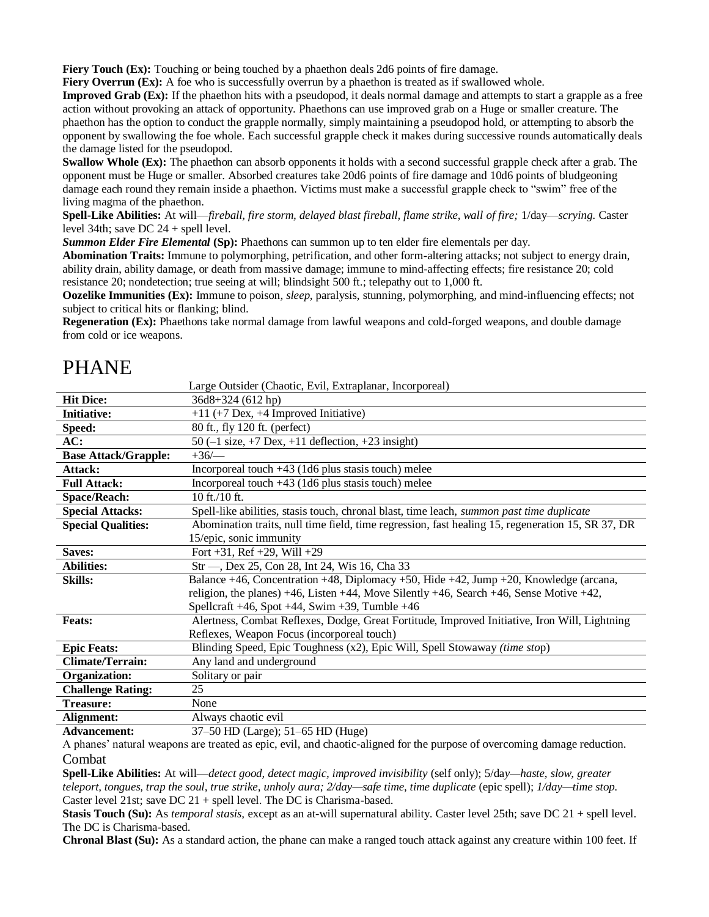**Fiery Touch (Ex):** Touching or being touched by a phaethon deals 2d6 points of fire damage.
**Fiery Overrun (Ex):** A foe who is successfully overrun by a phaethon is treated as if swallowed whole.
**Improved Grab (Ex):** If the phaethon hits with a pseudopod, it deals normal damage and attempts to start a grapple as a free action without provoking an attack of opportunity. Phaethons can use improved grab on a Huge or smaller creature. The phaethon has the option to conduct the grapple normally, simply maintaining a pseudopod hold, or attempting to absorb the opponent by swallowing the foe whole. Each successful grapple check it makes during successive rounds automatically deals the damage listed for the pseudopod.
**Swallow Whole (Ex):** The phaethon can absorb opponents it holds with a second successful grapple check after a grab. The opponent must be Huge or smaller. Absorbed creatures take 20d6 points of fire damage and 10d6 points of bludgeoning damage each round they remain inside a phaethon. Victims must make a successful grapple check to "swim" free of the living magma of the phaethon.
**Spell-Like Abilities:** At will—*fireball, fire storm, delayed blast fireball, flame strike, wall of fire;* 1/day—*scrying.* Caster level 34th; save DC 24 + spell level.
***Summon Elder Fire Elemental*** **(Sp):** Phaethons can summon up to ten elder fire elementals per day.
**Abomination Traits:** Immune to polymorphing, petrification, and other form-altering attacks; not subject to energy drain, ability drain, ability damage, or death from massive damage; immune to mind-affecting effects; fire resistance 20; cold resistance 20; nondetection; true seeing at will; blindsight 500 ft.; telepathy out to 1,000 ft.
**Oozelike Immunities (Ex):** Immune to poison, *sleep*, paralysis, stunning, polymorphing, and mind-influencing effects; not subject to critical hits or flanking; blind.
**Regeneration (Ex):** Phaethons take normal damage from lawful weapons and cold-forged weapons, and double damage from cold or ice weapons.

# PHANE

| | Large Outsider (Chaotic, Evil, Extraplanar, Incorporeal) |
|---|---|
| **Hit Dice:** | 36d8+324 (612 hp) |
| **Initiative:** | +11 (+7 Dex, +4 Improved Initiative) |
| **Speed:** | 80 ft., fly 120 ft. (perfect) |
| **AC:** | 50 (–1 size, +7 Dex, +11 deflection, +23 insight) |
| **Base Attack/Grapple:** | +36/— |
| **Attack:** | Incorporeal touch +43 (1d6 plus stasis touch) melee |
| **Full Attack:** | Incorporeal touch +43 (1d6 plus stasis touch) melee |
| **Space/Reach:** | 10 ft./10 ft. |
| **Special Attacks:** | Spell-like abilities, stasis touch, chronal blast, time leach, *summon past time duplicate* |
| **Special Qualities:** | Abomination traits, null time field, time regression, fast healing 15, regeneration 15, SR 37, DR 15/epic, sonic immunity |
| **Saves:** | Fort +31, Ref +29, Will +29 |
| **Abilities:** | Str —, Dex 25, Con 28, Int 24, Wis 16, Cha 33 |
| **Skills:** | Balance +46, Concentration +48, Diplomacy +50, Hide +42, Jump +20, Knowledge (arcana, religion, the planes) +46, Listen +44, Move Silently +46, Search +46, Sense Motive +42, Spellcraft +46, Spot +44, Swim +39, Tumble +46 |
| **Feats:** | Alertness, Combat Reflexes, Dodge, Great Fortitude, Improved Initiative, Iron Will, Lightning Reflexes, Weapon Focus (incorporeal touch) |
| **Epic Feats:** | Blinding Speed, Epic Toughness (x2), Epic Will, Spell Stowaway *(time stop)* |
| **Climate/Terrain:** | Any land and underground |
| **Organization:** | Solitary or pair |
| **Challenge Rating:** | 25 |
| **Treasure:** | None |
| **Alignment:** | Always chaotic evil |
| **Advancement:** | 37–50 HD (Large); 51–65 HD (Huge) |

A phanes' natural weapons are treated as epic, evil, and chaotic-aligned for the purpose of overcoming damage reduction.

## Combat

**Spell-Like Abilities:** At will—*detect good, detect magic, improved invisibility* (self only); 5/day—*haste, slow, greater teleport, tongues, trap the soul, true strike, unholy aura; 2/day—safe time, time duplicate* (epic spell); *1/day—time stop.* Caster level 21st; save DC 21 + spell level. The DC is Charisma-based.
**Stasis Touch (Su):** As *temporal stasis*, except as an at-will supernatural ability. Caster level 25th; save DC 21 + spell level. The DC is Charisma-based.
**Chronal Blast (Su):** As a standard action, the phane can make a ranged touch attack against any creature within 100 feet. If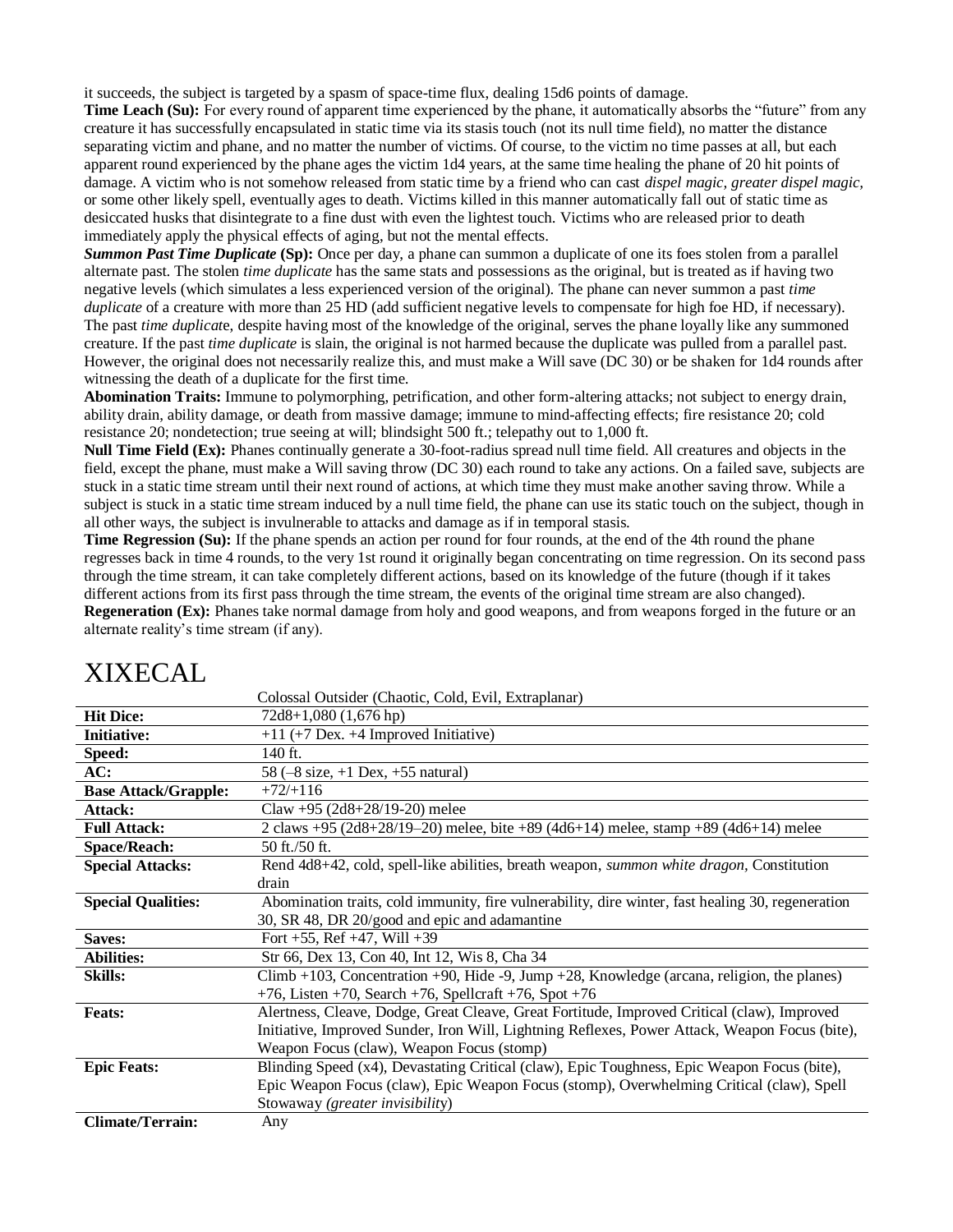it succeeds, the subject is targeted by a spasm of space-time flux, dealing 15d6 points of damage.

**Time Leach (Su):** For every round of apparent time experienced by the phane, it automatically absorbs the "future" from any creature it has successfully encapsulated in static time via its stasis touch (not its null time field), no matter the distance separating victim and phane, and no matter the number of victims. Of course, to the victim no time passes at all, but each apparent round experienced by the phane ages the victim 1d4 years, at the same time healing the phane of 20 hit points of damage. A victim who is not somehow released from static time by a friend who can cast *dispel magic, greater dispel magic,* or some other likely spell, eventually ages to death. Victims killed in this manner automatically fall out of static time as desiccated husks that disintegrate to a fine dust with even the lightest touch. Victims who are released prior to death immediately apply the physical effects of aging, but not the mental effects.

***Summon Past Time Duplicate*** **(Sp):** Once per day, a phane can summon a duplicate of one its foes stolen from a parallel alternate past. The stolen *time duplicate* has the same stats and possessions as the original, but is treated as if having two negative levels (which simulates a less experienced version of the original). The phane can never summon a past *time duplicate* of a creature with more than 25 HD (add sufficient negative levels to compensate for high foe HD, if necessary). The past *time duplicat*e, despite having most of the knowledge of the original, serves the phane loyally like any summoned creature. If the past *time duplicate* is slain, the original is not harmed because the duplicate was pulled from a parallel past. However, the original does not necessarily realize this, and must make a Will save (DC 30) or be shaken for 1d4 rounds after witnessing the death of a duplicate for the first time.

**Abomination Traits:** Immune to polymorphing, petrification, and other form-altering attacks; not subject to energy drain, ability drain, ability damage, or death from massive damage; immune to mind-affecting effects; fire resistance 20; cold resistance 20; nondetection; true seeing at will; blindsight 500 ft.; telepathy out to 1,000 ft.

**Null Time Field (Ex):** Phanes continually generate a 30-foot-radius spread null time field. All creatures and objects in the field, except the phane, must make a Will saving throw (DC 30) each round to take any actions. On a failed save, subjects are stuck in a static time stream until their next round of actions, at which time they must make another saving throw. While a subject is stuck in a static time stream induced by a null time field, the phane can use its static touch on the subject, though in all other ways, the subject is invulnerable to attacks and damage as if in temporal stasis.

**Time Regression (Su):** If the phane spends an action per round for four rounds, at the end of the 4th round the phane regresses back in time 4 rounds, to the very 1st round it originally began concentrating on time regression. On its second pass through the time stream, it can take completely different actions, based on its knowledge of the future (though if it takes different actions from its first pass through the time stream, the events of the original time stream are also changed).

**Regeneration (Ex):** Phanes take normal damage from holy and good weapons, and from weapons forged in the future or an alternate reality's time stream (if any).

# XIXECAL

| | Colossal Outsider (Chaotic, Cold, Evil, Extraplanar) |
|---|---|
| **Hit Dice:** | 72d8+1,080 (1,676 hp) |
| **Initiative:** | +11 (+7 Dex. +4 Improved Initiative) |
| **Speed:** | 140 ft. |
| **AC:** | 58 (–8 size, +1 Dex, +55 natural) |
| **Base Attack/Grapple:** | +72/+116 |
| **Attack:** | Claw +95 (2d8+28/19-20) melee |
| **Full Attack:** | 2 claws +95 (2d8+28/19–20) melee, bite +89 (4d6+14) melee, stamp +89 (4d6+14) melee |
| **Space/Reach:** | 50 ft./50 ft. |
| **Special Attacks:** | Rend 4d8+42, cold, spell-like abilities, breath weapon, *summon white dragon,* Constitution drain |
| **Special Qualities:** | Abomination traits, cold immunity, fire vulnerability, dire winter, fast healing 30, regeneration 30, SR 48, DR 20/good and epic and adamantine |
| **Saves:** | Fort +55, Ref +47, Will +39 |
| **Abilities:** | Str 66, Dex 13, Con 40, Int 12, Wis 8, Cha 34 |
| **Skills:** | Climb +103, Concentration +90, Hide -9, Jump +28, Knowledge (arcana, religion, the planes) +76, Listen +70, Search +76, Spellcraft +76, Spot +76 |
| **Feats:** | Alertness, Cleave, Dodge, Great Cleave, Great Fortitude, Improved Critical (claw), Improved Initiative, Improved Sunder, Iron Will, Lightning Reflexes, Power Attack, Weapon Focus (bite), Weapon Focus (claw), Weapon Focus (stomp) |
| **Epic Feats:** | Blinding Speed (x4), Devastating Critical (claw), Epic Toughness, Epic Weapon Focus (bite), Epic Weapon Focus (claw), Epic Weapon Focus (stomp), Overwhelming Critical (claw), Spell Stowaway *(greater invisibility*) |
| **Climate/Terrain:** | Any |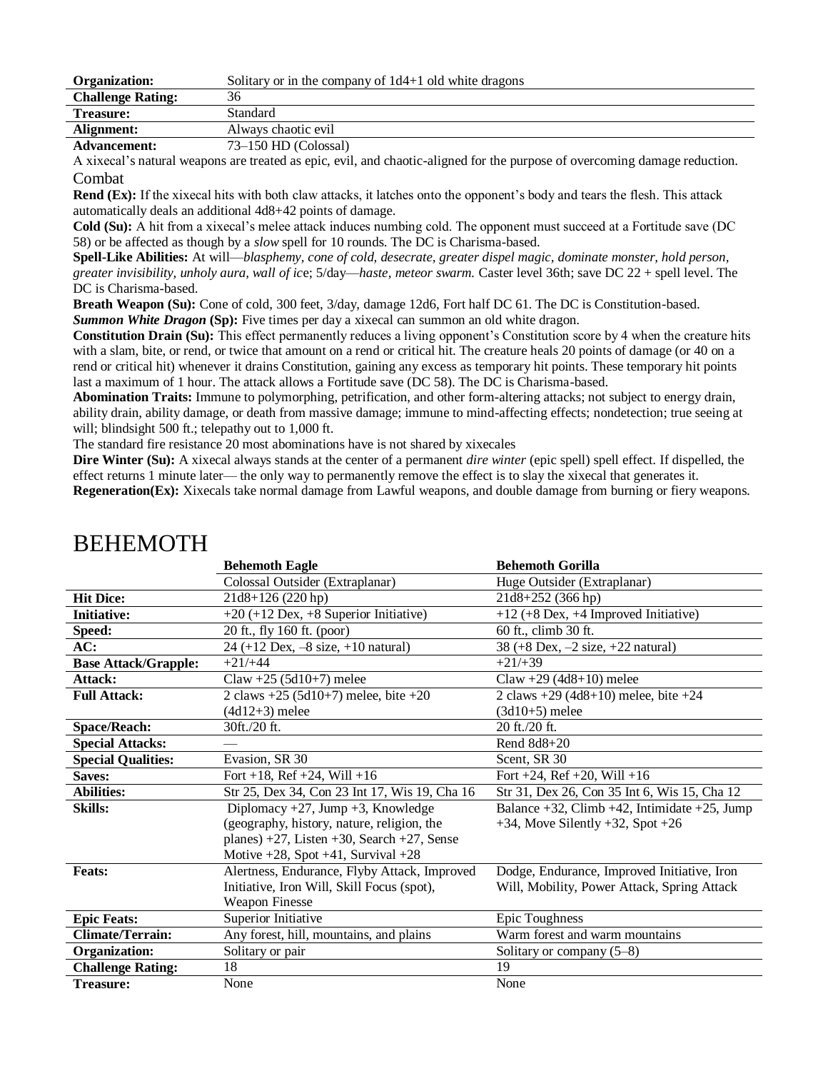| | |
|---|---|
| **Organization:** | Solitary or in the company of 1d4+1 old white dragons |
| **Challenge Rating:** | 36 |
| **Treasure:** | Standard |
| **Alignment:** | Always chaotic evil |
| **Advancement:** | 73–150 HD (Colossal) |

A xixecal's natural weapons are treated as epic, evil, and chaotic-aligned for the purpose of overcoming damage reduction.

### Combat

**Rend (Ex):** If the xixecal hits with both claw attacks, it latches onto the opponent's body and tears the flesh. This attack automatically deals an additional 4d8+42 points of damage.

**Cold (Su):** A hit from a xixecal's melee attack induces numbing cold. The opponent must succeed at a Fortitude save (DC 58) or be affected as though by a *slow* spell for 10 rounds. The DC is Charisma-based.

**Spell-Like Abilities:** At will—*blasphemy, cone of cold, desecrate, greater dispel magic, dominate monster, hold person, greater invisibility, unholy aura, wall of ic*e; 5/day—*haste, meteor swarm.* Caster level 36th; save DC 22 + spell level. The DC is Charisma-based.

**Breath Weapon (Su):** Cone of cold, 300 feet, 3/day, damage 12d6, Fort half DC 61. The DC is Constitution-based.

***Summon White Dragon*** **(Sp):** Five times per day a xixecal can summon an old white dragon.

**Constitution Drain (Su):** This effect permanently reduces a living opponent's Constitution score by 4 when the creature hits with a slam, bite, or rend, or twice that amount on a rend or critical hit. The creature heals 20 points of damage (or 40 on a rend or critical hit) whenever it drains Constitution, gaining any excess as temporary hit points. These temporary hit points last a maximum of 1 hour. The attack allows a Fortitude save (DC 58). The DC is Charisma-based.

**Abomination Traits:** Immune to polymorphing, petrification, and other form-altering attacks; not subject to energy drain, ability drain, ability damage, or death from massive damage; immune to mind-affecting effects; nondetection; true seeing at will; blindsight 500 ft.; telepathy out to 1,000 ft.

The standard fire resistance 20 most abominations have is not shared by xixecales

**Dire Winter (Su):** A xixecal always stands at the center of a permanent *dire winter* (epic spell) spell effect. If dispelled, the effect returns 1 minute later— the only way to permanently remove the effect is to slay the xixecal that generates it.

**Regeneration(Ex):** Xixecals take normal damage from Lawful weapons, and double damage from burning or fiery weapons.

# BEHEMOTH

| | **Behemoth Eagle** | **Behemoth Gorilla** |
|---|---|---|
| | Colossal Outsider (Extraplanar) | Huge Outsider (Extraplanar) |
| **Hit Dice:** | 21d8+126 (220 hp) | 21d8+252 (366 hp) |
| **Initiative:** | +20 (+12 Dex, +8 Superior Initiative) | +12 (+8 Dex, +4 Improved Initiative) |
| **Speed:** | 20 ft., fly 160 ft. (poor) | 60 ft., climb 30 ft. |
| **AC:** | 24 (+12 Dex, –8 size, +10 natural) | 38 (+8 Dex, –2 size, +22 natural) |
| **Base Attack/Grapple:** | +21/+44 | +21/+39 |
| **Attack:** | Claw +25 (5d10+7) melee | Claw +29 (4d8+10) melee |
| **Full Attack:** | 2 claws +25 (5d10+7) melee, bite +20 (4d12+3) melee | 2 claws +29 (4d8+10) melee, bite +24 (3d10+5) melee |
| **Space/Reach:** | 30ft./20 ft. | 20 ft./20 ft. |
| **Special Attacks:** | — | Rend 8d8+20 |
| **Special Qualities:** | Evasion, SR 30 | Scent, SR 30 |
| **Saves:** | Fort +18, Ref +24, Will +16 | Fort +24, Ref +20, Will +16 |
| **Abilities:** | Str 25, Dex 34, Con 23 Int 17, Wis 19, Cha 16 | Str 31, Dex 26, Con 35 Int 6, Wis 15, Cha 12 |
| **Skills:** | Diplomacy +27, Jump +3, Knowledge (geography, history, nature, religion, the planes) +27, Listen +30, Search +27, Sense Motive +28, Spot +41, Survival +28 | Balance +32, Climb +42, Intimidate +25, Jump +34, Move Silently +32, Spot +26 |
| **Feats:** | Alertness, Endurance, Flyby Attack, Improved Initiative, Iron Will, Skill Focus (spot), Weapon Finesse | Dodge, Endurance, Improved Initiative, Iron Will, Mobility, Power Attack, Spring Attack |
| **Epic Feats:** | Superior Initiative | Epic Toughness |
| **Climate/Terrain:** | Any forest, hill, mountains, and plains | Warm forest and warm mountains |
| **Organization:** | Solitary or pair | Solitary or company (5–8) |
| **Challenge Rating:** | 18 | 19 |
| **Treasure:** | None | None |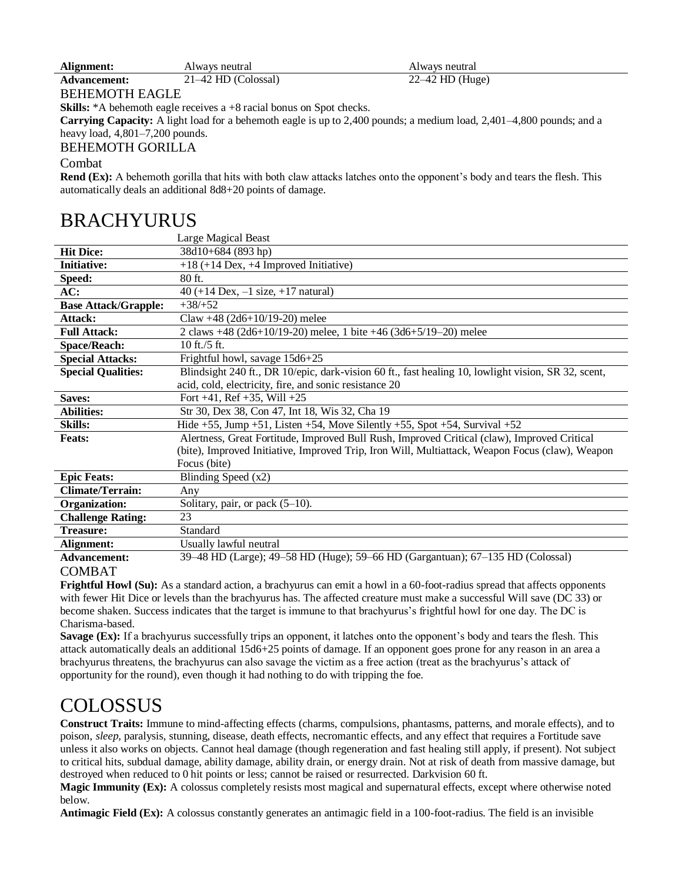| | | |
|---|---|---|
| **Alignment:** | Always neutral | Always neutral |
| **Advancement:** | 21–42 HD (Colossal) | 22–42 HD (Huge) |

### BEHEMOTH EAGLE

**Skills:** *A behemoth eagle receives a +8 racial bonus on Spot checks.

**Carrying Capacity:** A light load for a behemoth eagle is up to 2,400 pounds; a medium load, 2,401–4,800 pounds; and a heavy load, 4,801–7,200 pounds.

### BEHEMOTH GORILLA

#### Combat

**Rend (Ex):** A behemoth gorilla that hits with both claw attacks latches onto the opponent's body and tears the flesh. This automatically deals an additional 8d8+20 points of damage.

# BRACHYURUS

| | Large Magical Beast |
|---|---|
| **Hit Dice:** | 38d10+684 (893 hp) |
| **Initiative:** | +18 (+14 Dex, +4 Improved Initiative) |
| **Speed:** | 80 ft. |
| **AC:** | 40 (+14 Dex, –1 size, +17 natural) |
| **Base Attack/Grapple:** | +38/+52 |
| **Attack:** | Claw +48 (2d6+10/19-20) melee |
| **Full Attack:** | 2 claws +48 (2d6+10/19-20) melee, 1 bite +46 (3d6+5/19–20) melee |
| **Space/Reach:** | 10 ft./5 ft. |
| **Special Attacks:** | Frightful howl, savage 15d6+25 |
| **Special Qualities:** | Blindsight 240 ft., DR 10/epic, dark-vision 60 ft., fast healing 10, lowlight vision, SR 32, scent, acid, cold, electricity, fire, and sonic resistance 20 |
| **Saves:** | Fort +41, Ref +35, Will +25 |
| **Abilities:** | Str 30, Dex 38, Con 47, Int 18, Wis 32, Cha 19 |
| **Skills:** | Hide +55, Jump +51, Listen +54, Move Silently +55, Spot +54, Survival +52 |
| **Feats:** | Alertness, Great Fortitude, Improved Bull Rush, Improved Critical (claw), Improved Critical (bite), Improved Initiative, Improved Trip, Iron Will, Multiattack, Weapon Focus (claw), Weapon Focus (bite) |
| **Epic Feats:** | Blinding Speed (x2) |
| **Climate/Terrain:** | Any |
| **Organization:** | Solitary, pair, or pack (5–10). |
| **Challenge Rating:** | 23 |
| **Treasure:** | Standard |
| **Alignment:** | Usually lawful neutral |
| **Advancement:** | 39–48 HD (Large); 49–58 HD (Huge); 59–66 HD (Gargantuan); 67–135 HD (Colossal) |

### COMBAT

**Frightful Howl (Su):** As a standard action, a brachyurus can emit a howl in a 60-foot-radius spread that affects opponents with fewer Hit Dice or levels than the brachyurus has. The affected creature must make a successful Will save (DC 33) or become shaken. Success indicates that the target is immune to that brachyurus's frightful howl for one day. The DC is Charisma-based.

**Savage (Ex):** If a brachyurus successfully trips an opponent, it latches onto the opponent's body and tears the flesh. This attack automatically deals an additional 15d6+25 points of damage. If an opponent goes prone for any reason in an area a brachyurus threatens, the brachyurus can also savage the victim as a free action (treat as the brachyurus's attack of opportunity for the round), even though it had nothing to do with tripping the foe.

# COLOSSUS

**Construct Traits:** Immune to mind-affecting effects (charms, compulsions, phantasms, patterns, and morale effects), and to poison, *sleep,* paralysis, stunning, disease, death effects, necromantic effects, and any effect that requires a Fortitude save unless it also works on objects. Cannot heal damage (though regeneration and fast healing still apply, if present). Not subject to critical hits, subdual damage, ability damage, ability drain, or energy drain. Not at risk of death from massive damage, but destroyed when reduced to 0 hit points or less; cannot be raised or resurrected. Darkvision 60 ft.

**Magic Immunity (Ex):** A colossus completely resists most magical and supernatural effects, except where otherwise noted below.

**Antimagic Field (Ex):** A colossus constantly generates an antimagic field in a 100-foot-radius. The field is an invisible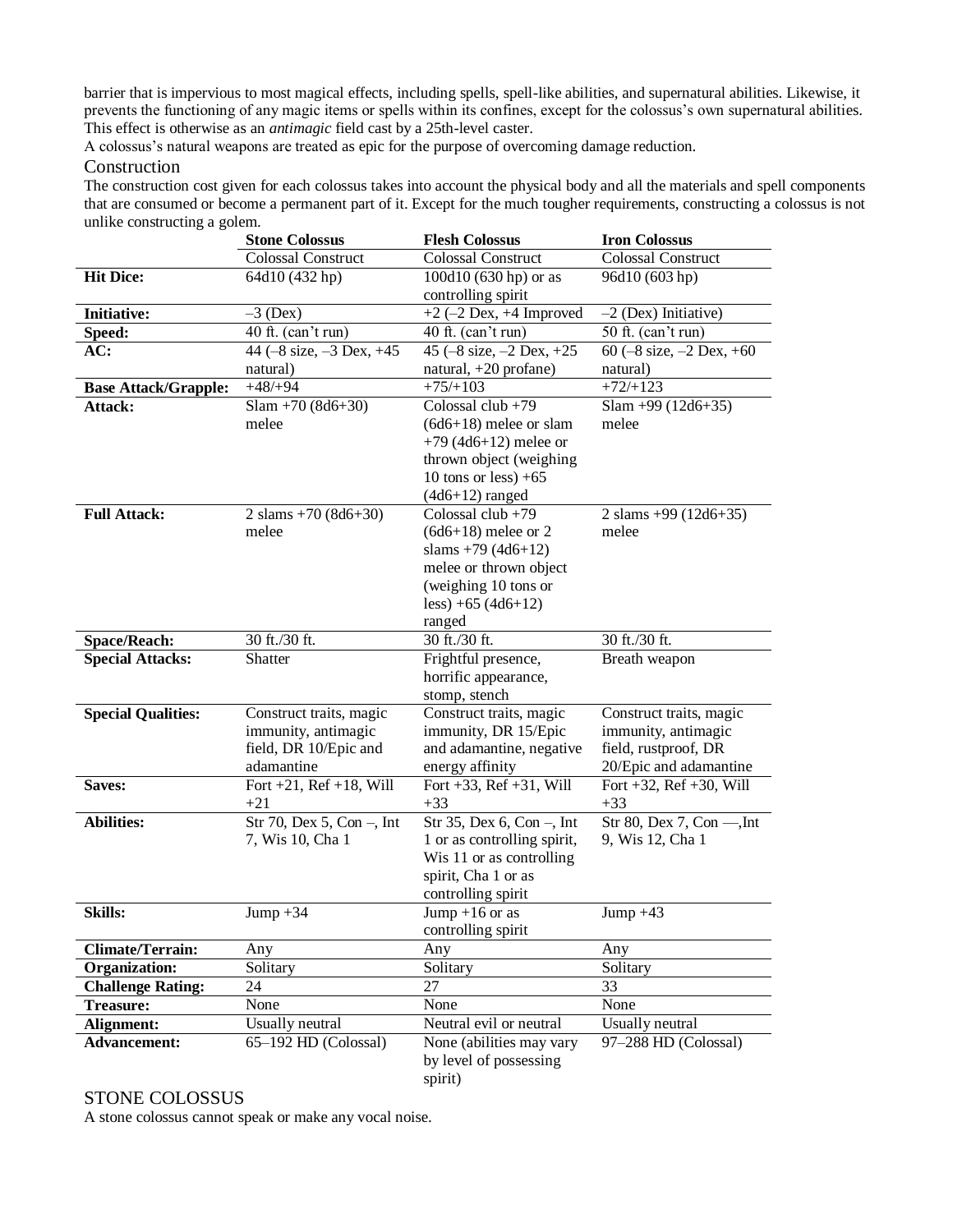barrier that is impervious to most magical effects, including spells, spell-like abilities, and supernatural abilities. Likewise, it prevents the functioning of any magic items or spells within its confines, except for the colossus's own supernatural abilities. This effect is otherwise as an *antimagic* field cast by a 25th-level caster.

A colossus's natural weapons are treated as epic for the purpose of overcoming damage reduction.

## Construction

The construction cost given for each colossus takes into account the physical body and all the materials and spell components that are consumed or become a permanent part of it. Except for the much tougher requirements, constructing a colossus is not unlike constructing a golem.

| | **Stone Colossus** | **Flesh Colossus** | **Iron Colossus** |
|---|---|---|---|
| | Colossal Construct | Colossal Construct | Colossal Construct |
| **Hit Dice:** | 64d10 (432 hp) | 100d10 (630 hp) or as controlling spirit | 96d10 (603 hp) |
| **Initiative:** | –3 (Dex) | +2 (–2 Dex, +4 Improved | –2 (Dex) Initiative) |
| **Speed:** | 40 ft. (can't run) | 40 ft. (can't run) | 50 ft. (can't run) |
| **AC:** | 44 (–8 size, –3 Dex, +45 natural) | 45 (–8 size, –2 Dex, +25 natural, +20 profane) | 60 (–8 size, –2 Dex, +60 natural) |
| **Base Attack/Grapple:** | +48/+94 | +75/+103 | +72/+123 |
| **Attack:** | Slam +70 (8d6+30) melee | Colossal club +79 (6d6+18) melee or slam +79 (4d6+12) melee or thrown object (weighing 10 tons or less) +65 (4d6+12) ranged | Slam +99 (12d6+35) melee |
| **Full Attack:** | 2 slams +70 (8d6+30) melee | Colossal club +79 (6d6+18) melee or 2 slams +79 (4d6+12) melee or thrown object (weighing 10 tons or less) +65 (4d6+12) ranged | 2 slams +99 (12d6+35) melee |
| **Space/Reach:** | 30 ft./30 ft. | 30 ft./30 ft. | 30 ft./30 ft. |
| **Special Attacks:** | Shatter | Frightful presence, horrific appearance, stomp, stench | Breath weapon |
| **Special Qualities:** | Construct traits, magic immunity, antimagic field, DR 10/Epic and adamantine | Construct traits, magic immunity, DR 15/Epic and adamantine, negative energy affinity | Construct traits, magic immunity, antimagic field, rustproof, DR 20/Epic and adamantine |
| **Saves:** | Fort +21, Ref +18, Will +21 | Fort +33, Ref +31, Will +33 | Fort +32, Ref +30, Will +33 |
| **Abilities:** | Str 70, Dex 5, Con –, Int 7, Wis 10, Cha 1 | Str 35, Dex 6, Con –, Int 1 or as controlling spirit, Wis 11 or as controlling spirit, Cha 1 or as controlling spirit | Str 80, Dex 7, Con —, Int 9, Wis 12, Cha 1 |
| **Skills:** | Jump +34 | Jump +16 or as controlling spirit | Jump +43 |
| **Climate/Terrain:** | Any | Any | Any |
| **Organization:** | Solitary | Solitary | Solitary |
| **Challenge Rating:** | 24 | 27 | 33 |
| **Treasure:** | None | None | None |
| **Alignment:** | Usually neutral | Neutral evil or neutral | Usually neutral |
| **Advancement:** | 65–192 HD (Colossal) | None (abilities may vary by level of possessing spirit) | 97–288 HD (Colossal) |

## STONE COLOSSUS

A stone colossus cannot speak or make any vocal noise.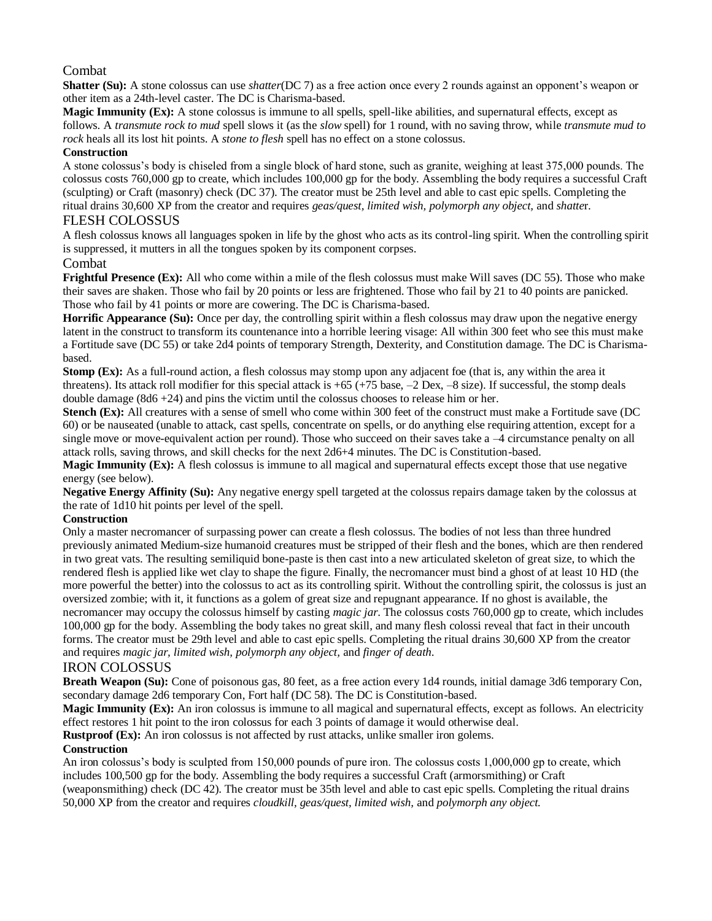### Combat

**Shatter (Su):** A stone colossus can use *shatter*(DC 7) as a free action once every 2 rounds against an opponent's weapon or other item as a 24th-level caster. The DC is Charisma-based.

**Magic Immunity (Ex):** A stone colossus is immune to all spells, spell-like abilities, and supernatural effects, except as follows. A *transmute rock to mud* spell slows it (as the *slow* spell) for 1 round, with no saving throw, while *transmute mud to rock* heals all its lost hit points. A *stone to flesh* spell has no effect on a stone colossus.

**Construction**

A stone colossus's body is chiseled from a single block of hard stone, such as granite, weighing at least 375,000 pounds. The colossus costs 760,000 gp to create, which includes 100,000 gp for the body. Assembling the body requires a successful Craft (sculpting) or Craft (masonry) check (DC 37). The creator must be 25th level and able to cast epic spells. Completing the ritual drains 30,600 XP from the creator and requires *geas/quest, limited wish, polymorph any object,* and *shatte*r.

## FLESH COLOSSUS

A flesh colossus knows all languages spoken in life by the ghost who acts as its control-ling spirit. When the controlling spirit is suppressed, it mutters in all the tongues spoken by its component corpses.

### Combat

**Frightful Presence (Ex):** All who come within a mile of the flesh colossus must make Will saves (DC 55). Those who make their saves are shaken. Those who fail by 20 points or less are frightened. Those who fail by 21 to 40 points are panicked. Those who fail by 41 points or more are cowering. The DC is Charisma-based.

**Horrific Appearance (Su):** Once per day, the controlling spirit within a flesh colossus may draw upon the negative energy latent in the construct to transform its countenance into a horrible leering visage: All within 300 feet who see this must make a Fortitude save (DC 55) or take 2d4 points of temporary Strength, Dexterity, and Constitution damage. The DC is Charisma-based.

**Stomp (Ex):** As a full-round action, a flesh colossus may stomp upon any adjacent foe (that is, any within the area it threatens). Its attack roll modifier for this special attack is +65 (+75 base, –2 Dex, –8 size). If successful, the stomp deals double damage (8d6 +24) and pins the victim until the colossus chooses to release him or her.

**Stench (Ex):** All creatures with a sense of smell who come within 300 feet of the construct must make a Fortitude save (DC 60) or be nauseated (unable to attack, cast spells, concentrate on spells, or do anything else requiring attention, except for a single move or move-equivalent action per round). Those who succeed on their saves take a –4 circumstance penalty on all attack rolls, saving throws, and skill checks for the next 2d6+4 minutes. The DC is Constitution-based.

**Magic Immunity (Ex):** A flesh colossus is immune to all magical and supernatural effects except those that use negative energy (see below).

**Negative Energy Affinity (Su):** Any negative energy spell targeted at the colossus repairs damage taken by the colossus at the rate of 1d10 hit points per level of the spell.

**Construction**

Only a master necromancer of surpassing power can create a flesh colossus. The bodies of not less than three hundred previously animated Medium-size humanoid creatures must be stripped of their flesh and the bones, which are then rendered in two great vats. The resulting semiliquid bone-paste is then cast into a new articulated skeleton of great size, to which the rendered flesh is applied like wet clay to shape the figure. Finally, the necromancer must bind a ghost of at least 10 HD (the more powerful the better) into the colossus to act as its controlling spirit. Without the controlling spirit, the colossus is just an oversized zombie; with it, it functions as a golem of great size and repugnant appearance. If no ghost is available, the necromancer may occupy the colossus himself by casting *magic jar.* The colossus costs 760,000 gp to create, which includes 100,000 gp for the body. Assembling the body takes no great skill, and many flesh colossi reveal that fact in their uncouth forms. The creator must be 29th level and able to cast epic spells. Completing the ritual drains 30,600 XP from the creator and requires *magic jar, limited wish, polymorph any object,* and *finger of death.*

## IRON COLOSSUS

**Breath Weapon (Su):** Cone of poisonous gas, 80 feet, as a free action every 1d4 rounds, initial damage 3d6 temporary Con, secondary damage 2d6 temporary Con, Fort half (DC 58). The DC is Constitution-based.

**Magic Immunity (Ex):** An iron colossus is immune to all magical and supernatural effects, except as follows. An electricity effect restores 1 hit point to the iron colossus for each 3 points of damage it would otherwise deal.

**Rustproof (Ex):** An iron colossus is not affected by rust attacks, unlike smaller iron golems.

**Construction**

An iron colossus's body is sculpted from 150,000 pounds of pure iron. The colossus costs 1,000,000 gp to create, which includes 100,500 gp for the body. Assembling the body requires a successful Craft (armorsmithing) or Craft (weaponsmithing) check (DC 42). The creator must be 35th level and able to cast epic spells. Completing the ritual drains 50,000 XP from the creator and requires *cloudkill, geas/quest, limited wish,* and *polymorph any object.*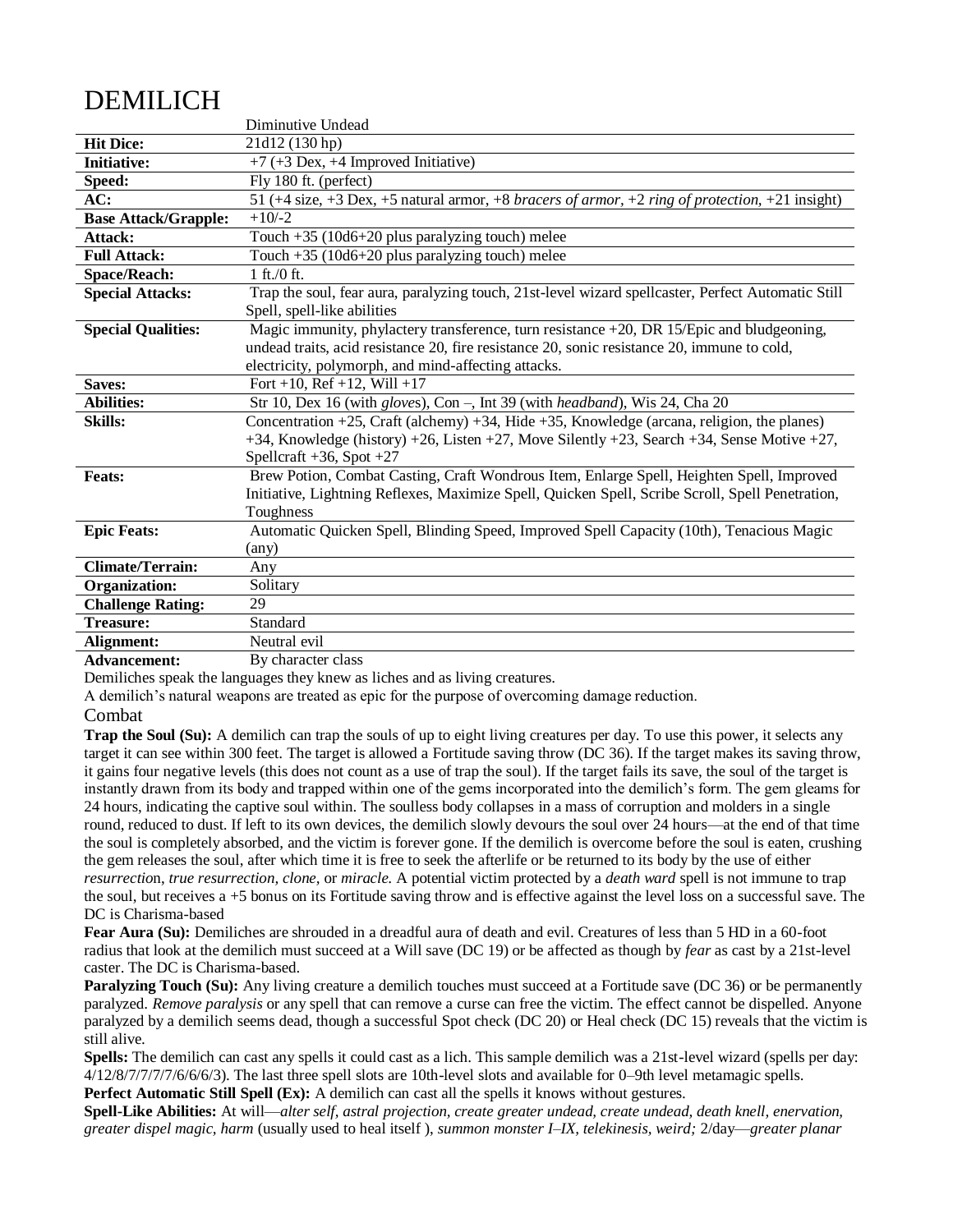# DEMILICH

| | Diminutive Undead |
|---|---|
| **Hit Dice:** | 21d12 (130 hp) |
| **Initiative:** | +7 (+3 Dex, +4 Improved Initiative) |
| **Speed:** | Fly 180 ft. (perfect) |
| **AC:** | 51 (+4 size, +3 Dex, +5 natural armor, +8 *bracers of armor*, +2 *ring of protection*, +21 insight) |
| **Base Attack/Grapple:** | +10/-2 |
| **Attack:** | Touch +35 (10d6+20 plus paralyzing touch) melee |
| **Full Attack:** | Touch +35 (10d6+20 plus paralyzing touch) melee |
| **Space/Reach:** | 1 ft./0 ft. |
| **Special Attacks:** | Trap the soul, fear aura, paralyzing touch, 21st-level wizard spellcaster, Perfect Automatic Still Spell, spell-like abilities |
| **Special Qualities:** | Magic immunity, phylactery transference, turn resistance +20, DR 15/Epic and bludgeoning, undead traits, acid resistance 20, fire resistance 20, sonic resistance 20, immune to cold, electricity, polymorph, and mind-affecting attacks. |
| **Saves:** | Fort +10, Ref +12, Will +17 |
| **Abilities:** | Str 10, Dex 16 (with *gloves*), Con –, Int 39 (with *headband*), Wis 24, Cha 20 |
| **Skills:** | Concentration +25, Craft (alchemy) +34, Hide +35, Knowledge (arcana, religion, the planes) +34, Knowledge (history) +26, Listen +27, Move Silently +23, Search +34, Sense Motive +27, Spellcraft +36, Spot +27 |
| **Feats:** | Brew Potion, Combat Casting, Craft Wondrous Item, Enlarge Spell, Heighten Spell, Improved Initiative, Lightning Reflexes, Maximize Spell, Quicken Spell, Scribe Scroll, Spell Penetration, Toughness |
| **Epic Feats:** | Automatic Quicken Spell, Blinding Speed, Improved Spell Capacity (10th), Tenacious Magic (any) |
| **Climate/Terrain:** | Any |
| **Organization:** | Solitary |
| **Challenge Rating:** | 29 |
| **Treasure:** | Standard |
| **Alignment:** | Neutral evil |
| **Advancement:** | By character class |

Demiliches speak the languages they knew as liches and as living creatures.

A demilich's natural weapons are treated as epic for the purpose of overcoming damage reduction.

## Combat

**Trap the Soul (Su):** A demilich can trap the souls of up to eight living creatures per day. To use this power, it selects any target it can see within 300 feet. The target is allowed a Fortitude saving throw (DC 36). If the target makes its saving throw, it gains four negative levels (this does not count as a use of trap the soul). If the target fails its save, the soul of the target is instantly drawn from its body and trapped within one of the gems incorporated into the demilich's form. The gem gleams for 24 hours, indicating the captive soul within. The soulless body collapses in a mass of corruption and molders in a single round, reduced to dust. If left to its own devices, the demilich slowly devours the soul over 24 hours—at the end of that time the soul is completely absorbed, and the victim is forever gone. If the demilich is overcome before the soul is eaten, crushing the gem releases the soul, after which time it is free to seek the afterlife or be returned to its body by the use of either *resurrection*, *true resurrection*, *clone*, or *miracle*. A potential victim protected by a *death ward* spell is not immune to trap the soul, but receives a +5 bonus on its Fortitude saving throw and is effective against the level loss on a successful save. The DC is Charisma-based

**Fear Aura (Su):** Demiliches are shrouded in a dreadful aura of death and evil. Creatures of less than 5 HD in a 60-foot radius that look at the demilich must succeed at a Will save (DC 19) or be affected as though by *fear* as cast by a 21st-level caster. The DC is Charisma-based.

**Paralyzing Touch (Su):** Any living creature a demilich touches must succeed at a Fortitude save (DC 36) or be permanently paralyzed. *Remove paralysis* or any spell that can remove a curse can free the victim. The effect cannot be dispelled. Anyone paralyzed by a demilich seems dead, though a successful Spot check (DC 20) or Heal check (DC 15) reveals that the victim is still alive.

**Spells:** The demilich can cast any spells it could cast as a lich. This sample demilich was a 21st-level wizard (spells per day: 4/12/8/7/7/7/7/6/6/6/3). The last three spell slots are 10th-level slots and available for 0–9th level metamagic spells.

**Perfect Automatic Still Spell (Ex):** A demilich can cast all the spells it knows without gestures.

**Spell-Like Abilities:** At will—*alter self, astral projection, create greater undead, create undead, death knell, enervation, greater dispel magic, harm* (usually used to heal itself ), *summon monster I–IX, telekinesis, weird;* 2/day—*greater planar*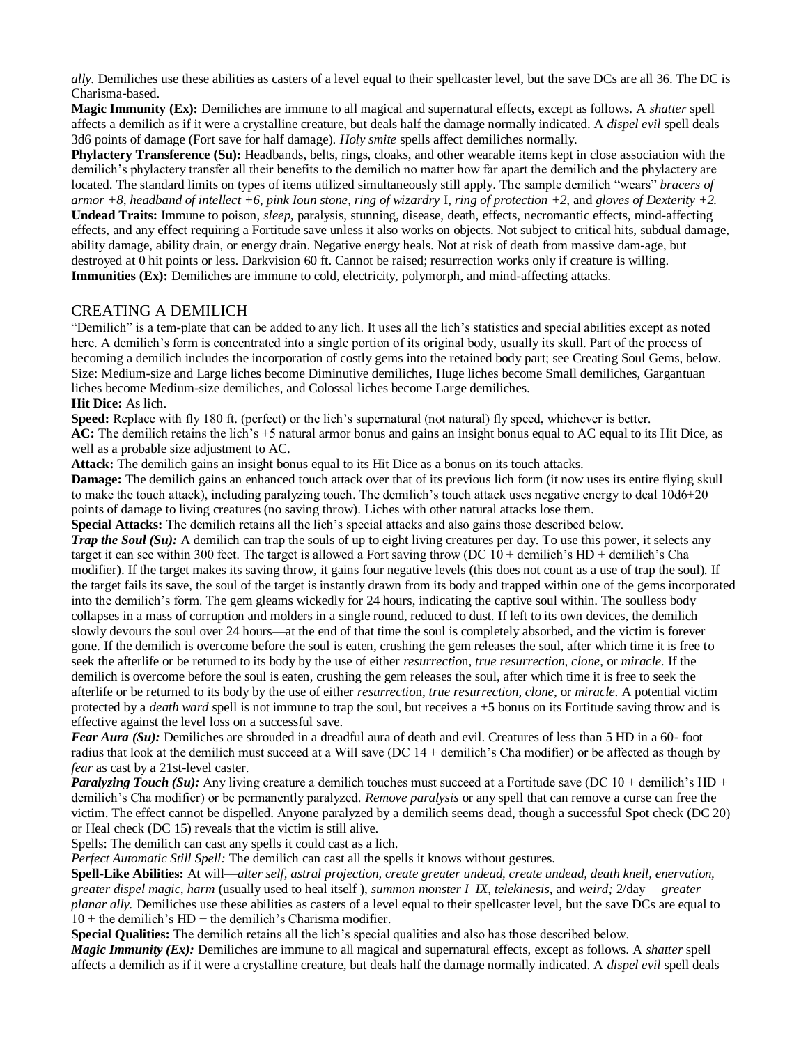*ally.* Demiliches use these abilities as casters of a level equal to their spellcaster level, but the save DCs are all 36. The DC is Charisma-based.

**Magic Immunity (Ex):** Demiliches are immune to all magical and supernatural effects, except as follows. A *shatter* spell affects a demilich as if it were a crystalline creature, but deals half the damage normally indicated. A *dispel evil* spell deals 3d6 points of damage (Fort save for half damage). *Holy smite* spells affect demiliches normally.

**Phylactery Transference (Su):** Headbands, belts, rings, cloaks, and other wearable items kept in close association with the demilich's phylactery transfer all their benefits to the demilich no matter how far apart the demilich and the phylactery are located. The standard limits on types of items utilized simultaneously still apply. The sample demilich "wears" *bracers of armor +8, headband of intellect +6, pink Ioun stone, ring of wizardry* I, *ring of protection +2,* and *gloves of Dexterity +2.*

**Undead Traits:** Immune to poison, *sleep,* paralysis, stunning, disease, death, effects, necromantic effects, mind-affecting effects, and any effect requiring a Fortitude save unless it also works on objects. Not subject to critical hits, subdual damage, ability damage, ability drain, or energy drain. Negative energy heals. Not at risk of death from massive dam-age, but destroyed at 0 hit points or less. Darkvision 60 ft. Cannot be raised; resurrection works only if creature is willing.

**Immunities (Ex):** Demiliches are immune to cold, electricity, polymorph, and mind-affecting attacks.

## CREATING A DEMILICH

"Demilich" is a tem-plate that can be added to any lich. It uses all the lich's statistics and special abilities except as noted here. A demilich's form is concentrated into a single portion of its original body, usually its skull. Part of the process of becoming a demilich includes the incorporation of costly gems into the retained body part; see Creating Soul Gems, below. Size: Medium-size and Large liches become Diminutive demiliches, Huge liches become Small demiliches, Gargantuan liches become Medium-size demiliches, and Colossal liches become Large demiliches.

**Hit Dice:** As lich.

**Speed:** Replace with fly 180 ft. (perfect) or the lich's supernatural (not natural) fly speed, whichever is better.

**AC:** The demilich retains the lich's +5 natural armor bonus and gains an insight bonus equal to AC equal to its Hit Dice, as well as a probable size adjustment to AC.

**Attack:** The demilich gains an insight bonus equal to its Hit Dice as a bonus on its touch attacks.

**Damage:** The demilich gains an enhanced touch attack over that of its previous lich form (it now uses its entire flying skull to make the touch attack), including paralyzing touch. The demilich's touch attack uses negative energy to deal 10d6+20 points of damage to living creatures (no saving throw). Liches with other natural attacks lose them.

**Special Attacks:** The demilich retains all the lich's special attacks and also gains those described below.

***Trap the Soul (Su):*** A demilich can trap the souls of up to eight living creatures per day. To use this power, it selects any target it can see within 300 feet. The target is allowed a Fort saving throw (DC 10 + demilich's HD + demilich's Cha modifier). If the target makes its saving throw, it gains four negative levels (this does not count as a use of trap the soul). If the target fails its save, the soul of the target is instantly drawn from its body and trapped within one of the gems incorporated into the demilich's form. The gem gleams wickedly for 24 hours, indicating the captive soul within. The soulless body collapses in a mass of corruption and molders in a single round, reduced to dust. If left to its own devices, the demilich slowly devours the soul over 24 hours—at the end of that time the soul is completely absorbed, and the victim is forever gone. If the demilich is overcome before the soul is eaten, crushing the gem releases the soul, after which time it is free to seek the afterlife or be returned to its body by the use of either *resurrectio*n, *true resurrection, clone,* or *miracle.* If the demilich is overcome before the soul is eaten, crushing the gem releases the soul, after which time it is free to seek the afterlife or be returned to its body by the use of either *resurrectio*n, *true resurrection, clone,* or *miracle.* A potential victim protected by a *death ward* spell is not immune to trap the soul, but receives a +5 bonus on its Fortitude saving throw and is effective against the level loss on a successful save.

***Fear Aura (Su):*** Demiliches are shrouded in a dreadful aura of death and evil. Creatures of less than 5 HD in a 60- foot radius that look at the demilich must succeed at a Will save (DC 14 + demilich's Cha modifier) or be affected as though by *fear* as cast by a 21st-level caster.

***Paralyzing Touch (Su):*** Any living creature a demilich touches must succeed at a Fortitude save (DC 10 + demilich's HD + demilich's Cha modifier) or be permanently paralyzed. *Remove paralysis* or any spell that can remove a curse can free the victim. The effect cannot be dispelled. Anyone paralyzed by a demilich seems dead, though a successful Spot check (DC 20) or Heal check (DC 15) reveals that the victim is still alive.

Spells: The demilich can cast any spells it could cast as a lich.

*Perfect Automatic Still Spell:* The demilich can cast all the spells it knows without gestures.

**Spell-Like Abilities:** At will—*alter self, astral projection, create greater undead, create undead, death knell, enervation, greater dispel magic, harm* (usually used to heal itself ), *summon monster I–IX, telekinesis,* and *weird;* 2/day— *greater planar ally.* Demiliches use these abilities as casters of a level equal to their spellcaster level, but the save DCs are equal to 10 + the demilich's HD + the demilich's Charisma modifier.

**Special Qualities:** The demilich retains all the lich's special qualities and also has those described below.

***Magic Immunity (Ex):*** Demiliches are immune to all magical and supernatural effects, except as follows. A *shatter* spell affects a demilich as if it were a crystalline creature, but deals half the damage normally indicated. A *dispel evil* spell deals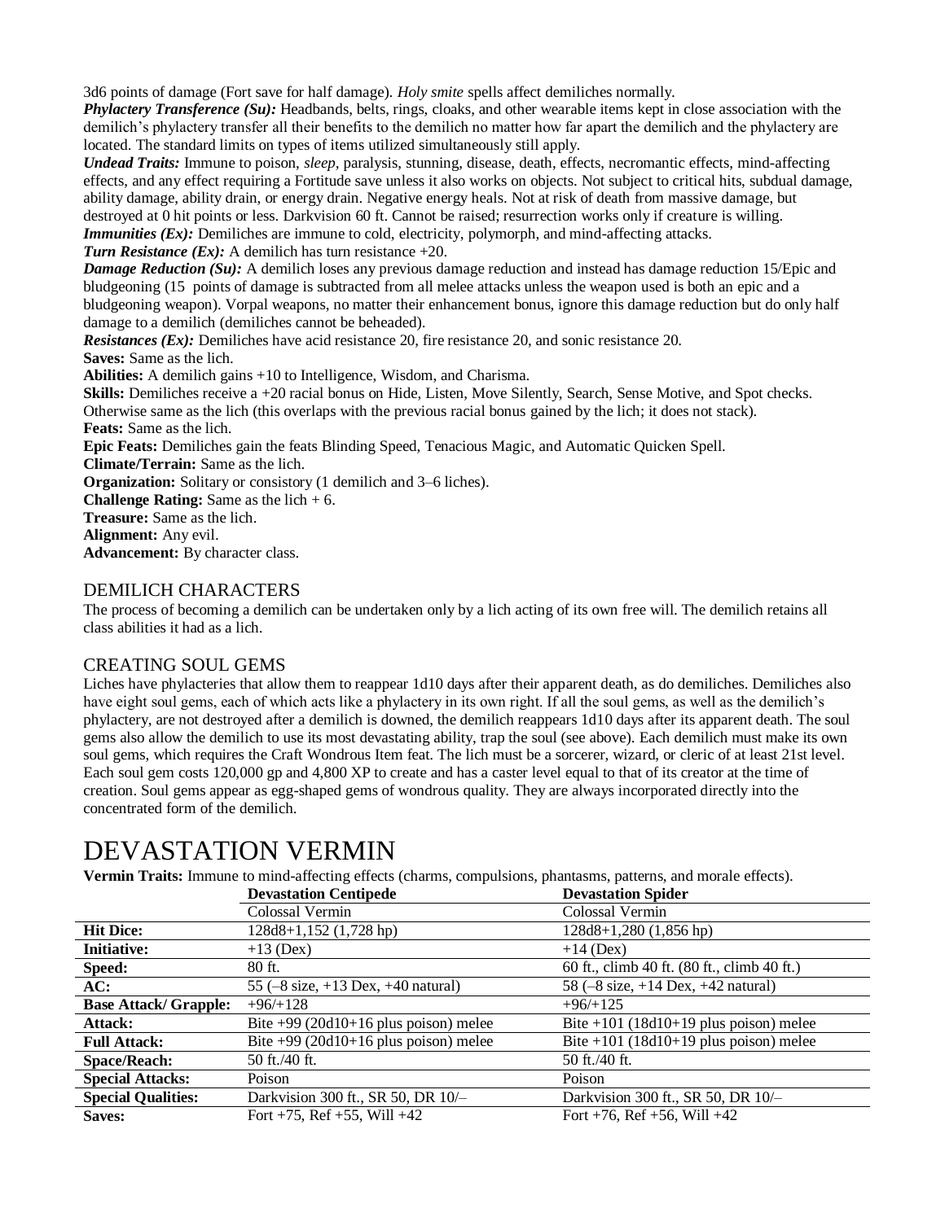3d6 points of damage (Fort save for half damage). *Holy smite* spells affect demiliches normally.

***Phylactery Transference (Su):*** Headbands, belts, rings, cloaks, and other wearable items kept in close association with the demilich's phylactery transfer all their benefits to the demilich no matter how far apart the demilich and the phylactery are located. The standard limits on types of items utilized simultaneously still apply.

***Undead Traits:*** Immune to poison, *sleep*, paralysis, stunning, disease, death, effects, necromantic effects, mind-affecting effects, and any effect requiring a Fortitude save unless it also works on objects. Not subject to critical hits, subdual damage, ability damage, ability drain, or energy drain. Negative energy heals. Not at risk of death from massive damage, but destroyed at 0 hit points or less. Darkvision 60 ft. Cannot be raised; resurrection works only if creature is willing.

***Immunities (Ex):*** Demiliches are immune to cold, electricity, polymorph, and mind-affecting attacks.

***Turn Resistance (Ex):*** A demilich has turn resistance +20.

***Damage Reduction (Su):*** A demilich loses any previous damage reduction and instead has damage reduction 15/Epic and bludgeoning (15 points of damage is subtracted from all melee attacks unless the weapon used is both an epic and a bludgeoning weapon). Vorpal weapons, no matter their enhancement bonus, ignore this damage reduction but do only half damage to a demilich (demiliches cannot be beheaded).

***Resistances (Ex):*** Demiliches have acid resistance 20, fire resistance 20, and sonic resistance 20.

**Saves:** Same as the lich.

**Abilities:** A demilich gains +10 to Intelligence, Wisdom, and Charisma.

**Skills:** Demiliches receive a +20 racial bonus on Hide, Listen, Move Silently, Search, Sense Motive, and Spot checks. Otherwise same as the lich (this overlaps with the previous racial bonus gained by the lich; it does not stack).

**Feats:** Same as the lich.

**Epic Feats:** Demiliches gain the feats Blinding Speed, Tenacious Magic, and Automatic Quicken Spell.

**Climate/Terrain:** Same as the lich.

**Organization:** Solitary or consistory (1 demilich and 3–6 liches).

**Challenge Rating:** Same as the lich + 6.

**Treasure:** Same as the lich.

**Alignment:** Any evil.

**Advancement:** By character class.

## DEMILICH CHARACTERS

The process of becoming a demilich can be undertaken only by a lich acting of its own free will. The demilich retains all class abilities it had as a lich.

## CREATING SOUL GEMS

Liches have phylacteries that allow them to reappear 1d10 days after their apparent death, as do demiliches. Demiliches also have eight soul gems, each of which acts like a phylactery in its own right. If all the soul gems, as well as the demilich's phylactery, are not destroyed after a demilich is downed, the demilich reappears 1d10 days after its apparent death. The soul gems also allow the demilich to use its most devastating ability, trap the soul (see above). Each demilich must make its own soul gems, which requires the Craft Wondrous Item feat. The lich must be a sorcerer, wizard, or cleric of at least 21st level. Each soul gem costs 120,000 gp and 4,800 XP to create and has a caster level equal to that of its creator at the time of creation. Soul gems appear as egg-shaped gems of wondrous quality. They are always incorporated directly into the concentrated form of the demilich.

# DEVASTATION VERMIN

**Vermin Traits:** Immune to mind-affecting effects (charms, compulsions, phantasms, patterns, and morale effects).

| | **Devastation Centipede** | **Devastation Spider** |
|---|---|---|
| | Colossal Vermin | Colossal Vermin |
| **Hit Dice:** | 128d8+1,152 (1,728 hp) | 128d8+1,280 (1,856 hp) |
| **Initiative:** | +13 (Dex) | +14 (Dex) |
| **Speed:** | 80 ft. | 60 ft., climb 40 ft. (80 ft., climb 40 ft.) |
| **AC:** | 55 (–8 size, +13 Dex, +40 natural) | 58 (–8 size, +14 Dex, +42 natural) |
| **Base Attack/ Grapple:** | +96/+128 | +96/+125 |
| **Attack:** | Bite +99 (20d10+16 plus poison) melee | Bite +101 (18d10+19 plus poison) melee |
| **Full Attack:** | Bite +99 (20d10+16 plus poison) melee | Bite +101 (18d10+19 plus poison) melee |
| **Space/Reach:** | 50 ft./40 ft. | 50 ft./40 ft. |
| **Special Attacks:** | Poison | Poison |
| **Special Qualities:** | Darkvision 300 ft., SR 50, DR 10/– | Darkvision 300 ft., SR 50, DR 10/– |
| **Saves:** | Fort +75, Ref +55, Will +42 | Fort +76, Ref +56, Will +42 |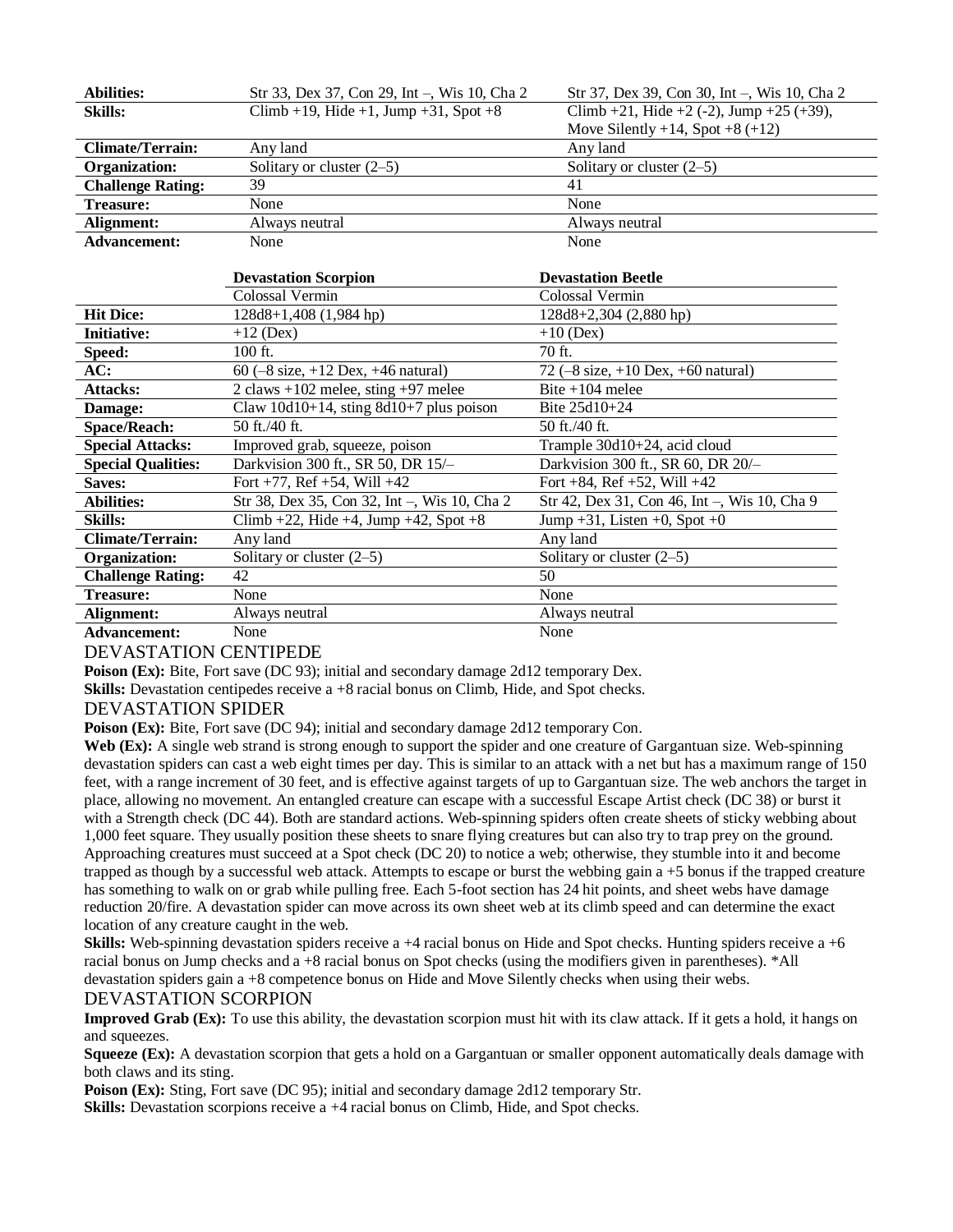| | | |
|---|---|---|
| **Abilities:** | Str 33, Dex 37, Con 29, Int –, Wis 10, Cha 2 | Str 37, Dex 39, Con 30, Int –, Wis 10, Cha 2 |
| **Skills:** | Climb +19, Hide +1, Jump +31, Spot +8 | Climb +21, Hide +2 (-2), Jump +25 (+39), Move Silently +14, Spot +8 (+12) |
| **Climate/Terrain:** | Any land | Any land |
| **Organization:** | Solitary or cluster (2–5) | Solitary or cluster (2–5) |
| **Challenge Rating:** | 39 | 41 |
| **Treasure:** | None | None |
| **Alignment:** | Always neutral | Always neutral |
| **Advancement:** | None | None |

| | **Devastation Scorpion** | **Devastation Beetle** |
|---|---|---|
| | Colossal Vermin | Colossal Vermin |
| **Hit Dice:** | 128d8+1,408 (1,984 hp) | 128d8+2,304 (2,880 hp) |
| **Initiative:** | +12 (Dex) | +10 (Dex) |
| **Speed:** | 100 ft. | 70 ft. |
| **AC:** | 60 (–8 size, +12 Dex, +46 natural) | 72 (–8 size, +10 Dex, +60 natural) |
| **Attacks:** | 2 claws +102 melee, sting +97 melee | Bite +104 melee |
| **Damage:** | Claw 10d10+14, sting 8d10+7 plus poison | Bite 25d10+24 |
| **Space/Reach:** | 50 ft./40 ft. | 50 ft./40 ft. |
| **Special Attacks:** | Improved grab, squeeze, poison | Trample 30d10+24, acid cloud |
| **Special Qualities:** | Darkvision 300 ft., SR 50, DR 15/– | Darkvision 300 ft., SR 60, DR 20/– |
| **Saves:** | Fort +77, Ref +54, Will +42 | Fort +84, Ref +52, Will +42 |
| **Abilities:** | Str 38, Dex 35, Con 32, Int –, Wis 10, Cha 2 | Str 42, Dex 31, Con 46, Int –, Wis 10, Cha 9 |
| **Skills:** | Climb +22, Hide +4, Jump +42, Spot +8 | Jump +31, Listen +0, Spot +0 |
| **Climate/Terrain:** | Any land | Any land |
| **Organization:** | Solitary or cluster (2–5) | Solitary or cluster (2–5) |
| **Challenge Rating:** | 42 | 50 |
| **Treasure:** | None | None |
| **Alignment:** | Always neutral | Always neutral |
| **Advancement:** | None | None |

## DEVASTATION CENTIPEDE

**Poison (Ex):** Bite, Fort save (DC 93); initial and secondary damage 2d12 temporary Dex.

**Skills:** Devastation centipedes receive a +8 racial bonus on Climb, Hide, and Spot checks.

## DEVASTATION SPIDER

**Poison (Ex):** Bite, Fort save (DC 94); initial and secondary damage 2d12 temporary Con.

**Web (Ex):** A single web strand is strong enough to support the spider and one creature of Gargantuan size. Web-spinning devastation spiders can cast a web eight times per day. This is similar to an attack with a net but has a maximum range of 150 feet, with a range increment of 30 feet, and is effective against targets of up to Gargantuan size. The web anchors the target in place, allowing no movement. An entangled creature can escape with a successful Escape Artist check (DC 38) or burst it with a Strength check (DC 44). Both are standard actions. Web-spinning spiders often create sheets of sticky webbing about 1,000 feet square. They usually position these sheets to snare flying creatures but can also try to trap prey on the ground. Approaching creatures must succeed at a Spot check (DC 20) to notice a web; otherwise, they stumble into it and become trapped as though by a successful web attack. Attempts to escape or burst the webbing gain a +5 bonus if the trapped creature has something to walk on or grab while pulling free. Each 5-foot section has 24 hit points, and sheet webs have damage reduction 20/fire. A devastation spider can move across its own sheet web at its climb speed and can determine the exact location of any creature caught in the web.

**Skills:** Web-spinning devastation spiders receive a +4 racial bonus on Hide and Spot checks. Hunting spiders receive a +6 racial bonus on Jump checks and a +8 racial bonus on Spot checks (using the modifiers given in parentheses). *All devastation spiders gain a +8 competence bonus on Hide and Move Silently checks when using their webs.

## DEVASTATION SCORPION

**Improved Grab (Ex):** To use this ability, the devastation scorpion must hit with its claw attack. If it gets a hold, it hangs on and squeezes.

**Squeeze (Ex):** A devastation scorpion that gets a hold on a Gargantuan or smaller opponent automatically deals damage with both claws and its sting.

**Poison (Ex):** Sting, Fort save (DC 95); initial and secondary damage 2d12 temporary Str.

**Skills:** Devastation scorpions receive a +4 racial bonus on Climb, Hide, and Spot checks.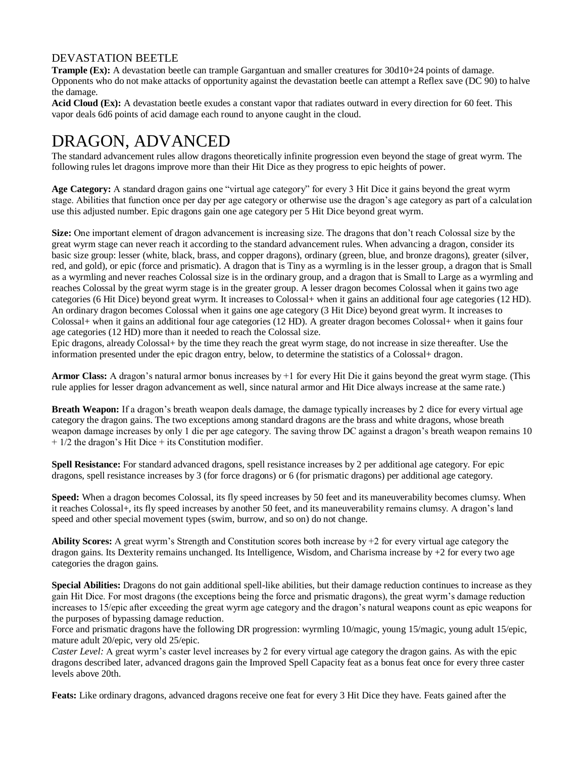## DEVASTATION BEETLE

**Trample (Ex):** A devastation beetle can trample Gargantuan and smaller creatures for 30d10+24 points of damage. Opponents who do not make attacks of opportunity against the devastation beetle can attempt a Reflex save (DC 90) to halve the damage.

**Acid Cloud (Ex):** A devastation beetle exudes a constant vapor that radiates outward in every direction for 60 feet. This vapor deals 6d6 points of acid damage each round to anyone caught in the cloud.

# DRAGON, ADVANCED

The standard advancement rules allow dragons theoretically infinite progression even beyond the stage of great wyrm. The following rules let dragons improve more than their Hit Dice as they progress to epic heights of power.

**Age Category:** A standard dragon gains one "virtual age category" for every 3 Hit Dice it gains beyond the great wyrm stage. Abilities that function once per day per age category or otherwise use the dragon's age category as part of a calculation use this adjusted number. Epic dragons gain one age category per 5 Hit Dice beyond great wyrm.

**Size:** One important element of dragon advancement is increasing size. The dragons that don't reach Colossal size by the great wyrm stage can never reach it according to the standard advancement rules. When advancing a dragon, consider its basic size group: lesser (white, black, brass, and copper dragons), ordinary (green, blue, and bronze dragons), greater (silver, red, and gold), or epic (force and prismatic). A dragon that is Tiny as a wyrmling is in the lesser group, a dragon that is Small as a wyrmling and never reaches Colossal size is in the ordinary group, and a dragon that is Small to Large as a wyrmling and reaches Colossal by the great wyrm stage is in the greater group. A lesser dragon becomes Colossal when it gains two age categories (6 Hit Dice) beyond great wyrm. It increases to Colossal+ when it gains an additional four age categories (12 HD). An ordinary dragon becomes Colossal when it gains one age category (3 Hit Dice) beyond great wyrm. It increases to Colossal+ when it gains an additional four age categories (12 HD). A greater dragon becomes Colossal+ when it gains four age categories (12 HD) more than it needed to reach the Colossal size.

Epic dragons, already Colossal+ by the time they reach the great wyrm stage, do not increase in size thereafter. Use the information presented under the epic dragon entry, below, to determine the statistics of a Colossal+ dragon.

**Armor Class:** A dragon's natural armor bonus increases by +1 for every Hit Die it gains beyond the great wyrm stage. (This rule applies for lesser dragon advancement as well, since natural armor and Hit Dice always increase at the same rate.)

**Breath Weapon:** If a dragon's breath weapon deals damage, the damage typically increases by 2 dice for every virtual age category the dragon gains. The two exceptions among standard dragons are the brass and white dragons, whose breath weapon damage increases by only 1 die per age category. The saving throw DC against a dragon's breath weapon remains 10 + 1/2 the dragon's Hit Dice + its Constitution modifier.

**Spell Resistance:** For standard advanced dragons, spell resistance increases by 2 per additional age category. For epic dragons, spell resistance increases by 3 (for force dragons) or 6 (for prismatic dragons) per additional age category.

**Speed:** When a dragon becomes Colossal, its fly speed increases by 50 feet and its maneuverability becomes clumsy. When it reaches Colossal+, its fly speed increases by another 50 feet, and its maneuverability remains clumsy. A dragon's land speed and other special movement types (swim, burrow, and so on) do not change.

**Ability Scores:** A great wyrm's Strength and Constitution scores both increase by +2 for every virtual age category the dragon gains. Its Dexterity remains unchanged. Its Intelligence, Wisdom, and Charisma increase by +2 for every two age categories the dragon gains.

**Special Abilities:** Dragons do not gain additional spell-like abilities, but their damage reduction continues to increase as they gain Hit Dice. For most dragons (the exceptions being the force and prismatic dragons), the great wyrm's damage reduction increases to 15/epic after exceeding the great wyrm age category and the dragon's natural weapons count as epic weapons for the purposes of bypassing damage reduction.

Force and prismatic dragons have the following DR progression: wyrmling 10/magic, young 15/magic, young adult 15/epic, mature adult 20/epic, very old 25/epic.

*Caster Level:* A great wyrm's caster level increases by 2 for every virtual age category the dragon gains. As with the epic dragons described later, advanced dragons gain the Improved Spell Capacity feat as a bonus feat once for every three caster levels above 20th.

**Feats:** Like ordinary dragons, advanced dragons receive one feat for every 3 Hit Dice they have. Feats gained after the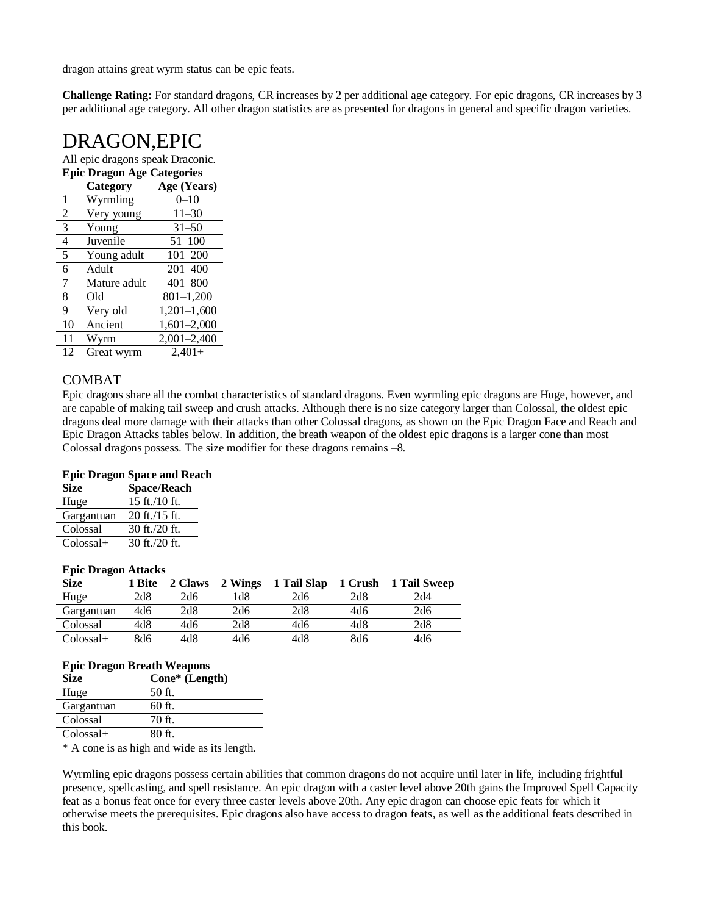dragon attains great wyrm status can be epic feats.

**Challenge Rating:** For standard dragons, CR increases by 2 per additional age category. For epic dragons, CR increases by 3 per additional age category. All other dragon statistics are as presented for dragons in general and specific dragon varieties.

# DRAGON,EPIC

All epic dragons speak Draconic.

**Epic Dragon Age Categories**

| | Category | Age (Years) |
|---|---|---|
| 1 | Wyrmling | 0–10 |
| 2 | Very young | 11–30 |
| 3 | Young | 31–50 |
| 4 | Juvenile | 51–100 |
| 5 | Young adult | 101–200 |
| 6 | Adult | 201–400 |
| 7 | Mature adult | 401–800 |
| 8 | Old | 801–1,200 |
| 9 | Very old | 1,201–1,600 |
| 10 | Ancient | 1,601–2,000 |
| 11 | Wyrm | 2,001–2,400 |
| 12 | Great wyrm | 2,401+ |

## COMBAT

Epic dragons share all the combat characteristics of standard dragons. Even wyrmling epic dragons are Huge, however, and are capable of making tail sweep and crush attacks. Although there is no size category larger than Colossal, the oldest epic dragons deal more damage with their attacks than other Colossal dragons, as shown on the Epic Dragon Face and Reach and Epic Dragon Attacks tables below. In addition, the breath weapon of the oldest epic dragons is a larger cone than most Colossal dragons possess. The size modifier for these dragons remains –8.

**Epic Dragon Space and Reach**

| Size | Space/Reach |
|---|---|
| Huge | 15 ft./10 ft. |
| Gargantuan | 20 ft./15 ft. |
| Colossal | 30 ft./20 ft. |
| Colossal+ | 30 ft./20 ft. |

**Epic Dragon Attacks**

| Size | 1 Bite | 2 Claws | 2 Wings | 1 Tail Slap | 1 Crush | 1 Tail Sweep |
|---|---|---|---|---|---|---|
| Huge | 2d8 | 2d6 | 1d8 | 2d6 | 2d8 | 2d4 |
| Gargantuan | 4d6 | 2d8 | 2d6 | 2d8 | 4d6 | 2d6 |
| Colossal | 4d8 | 4d6 | 2d8 | 4d6 | 4d8 | 2d8 |
| Colossal+ | 8d6 | 4d8 | 4d6 | 4d8 | 8d6 | 4d6 |

**Epic Dragon Breath Weapons**

| Size | Cone* (Length) |
|---|---|
| Huge | 50 ft. |
| Gargantuan | 60 ft. |
| Colossal | 70 ft. |
| Colossal+ | 80 ft. |

* A cone is as high and wide as its length.

Wyrmling epic dragons possess certain abilities that common dragons do not acquire until later in life, including frightful presence, spellcasting, and spell resistance. An epic dragon with a caster level above 20th gains the Improved Spell Capacity feat as a bonus feat once for every three caster levels above 20th. Any epic dragon can choose epic feats for which it otherwise meets the prerequisites. Epic dragons also have access to dragon feats, as well as the additional feats described in this book.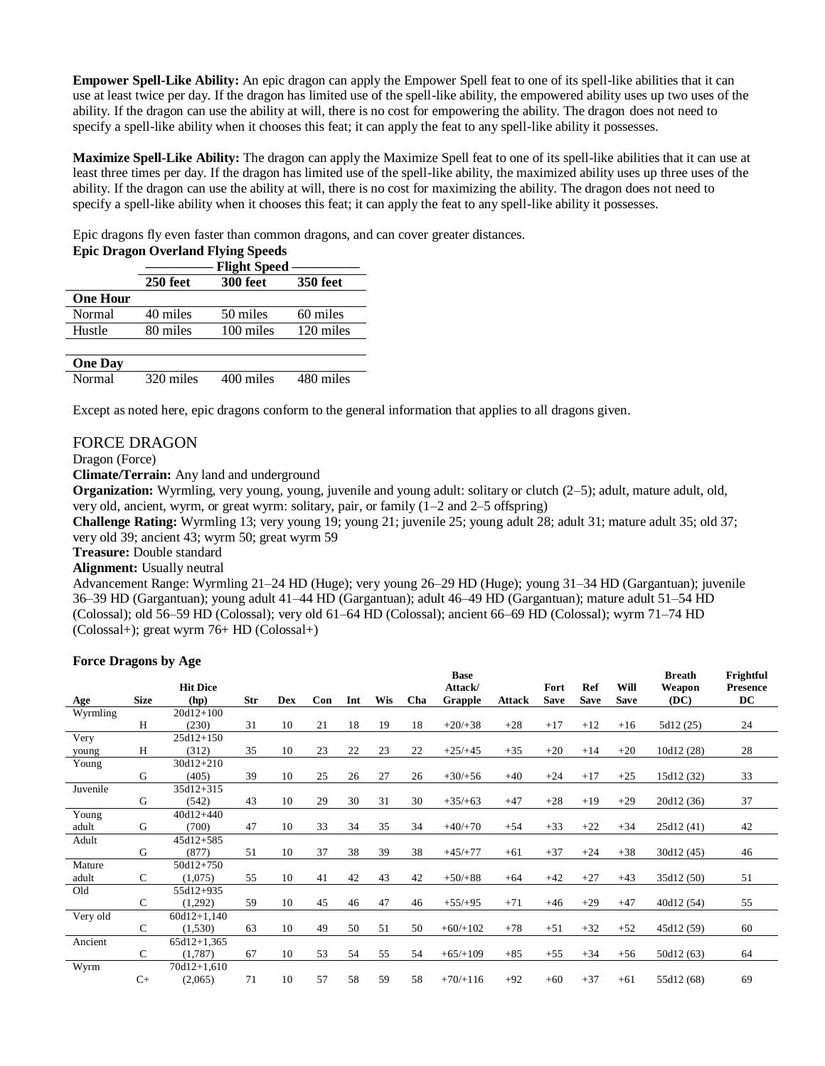**Empower Spell-Like Ability:** An epic dragon can apply the Empower Spell feat to one of its spell-like abilities that it can use at least twice per day. If the dragon has limited use of the spell-like ability, the empowered ability uses up two uses of the ability. If the dragon can use the ability at will, there is no cost for empowering the ability. The dragon does not need to specify a spell-like ability when it chooses this feat; it can apply the feat to any spell-like ability it possesses.

**Maximize Spell-Like Ability:** The dragon can apply the Maximize Spell feat to one of its spell-like abilities that it can use at least three times per day. If the dragon has limited use of the spell-like ability, the maximized ability uses up three uses of the ability. If the dragon can use the ability at will, there is no cost for maximizing the ability. The dragon does not need to specify a spell-like ability when it chooses this feat; it can apply the feat to any spell-like ability it possesses.

Epic dragons fly even faster than common dragons, and can cover greater distances.

**Epic Dragon Overland Flying Speeds**

| | Flight Speed | | |
|---|---|---|---|
| | **250 feet** | **300 feet** | **350 feet** |
| **One Hour** | | | |
| Normal | 40 miles | 50 miles | 60 miles |
| Hustle | 80 miles | 100 miles | 120 miles |
| **One Day** | | | |
| Normal | 320 miles | 400 miles | 480 miles |

Except as noted here, epic dragons conform to the general information that applies to all dragons given.

## FORCE DRAGON

Dragon (Force)

**Climate/Terrain:** Any land and underground

**Organization:** Wyrmling, very young, young, juvenile and young adult: solitary or clutch (2–5); adult, mature adult, old, very old, ancient, wyrm, or great wyrm: solitary, pair, or family (1–2 and 2–5 offspring)

**Challenge Rating:** Wyrmling 13; very young 19; young 21; juvenile 25; young adult 28; adult 31; mature adult 35; old 37; very old 39; ancient 43; wyrm 50; great wyrm 59

**Treasure:** Double standard

**Alignment:** Usually neutral

Advancement Range: Wyrmling 21–24 HD (Huge); very young 26–29 HD (Huge); young 31–34 HD (Gargantuan); juvenile 36–39 HD (Gargantuan); young adult 41–44 HD (Gargantuan); adult 46–49 HD (Gargantuan); mature adult 51–54 HD (Colossal); old 56–59 HD (Colossal); very old 61–64 HD (Colossal); ancient 66–69 HD (Colossal); wyrm 71–74 HD (Colossal+); great wyrm 76+ HD (Colossal+)

**Force Dragons by Age**

| Age | Size | Hit Dice (hp) | Str | Dex | Con | Int | Wis | Cha | Base Attack/ Grapple | Attack | Fort Save | Ref Save | Will Save | Breath Weapon (DC) | Frightful Presence DC |
|---|---|---|---|---|---|---|---|---|---|---|---|---|---|---|---|
| Wyrmling | H | 20d12+100 (230) | 31 | 10 | 21 | 18 | 19 | 18 | +20/+38 | +28 | +17 | +12 | +16 | 5d12 (25) | 24 |
| Very young | H | 25d12+150 (312) | 35 | 10 | 23 | 22 | 23 | 22 | +25/+45 | +35 | +20 | +14 | +20 | 10d12 (28) | 28 |
| Young | G | 30d12+210 (405) | 39 | 10 | 25 | 26 | 27 | 26 | +30/+56 | +40 | +24 | +17 | +25 | 15d12 (32) | 33 |
| Juvenile | G | 35d12+315 (542) | 43 | 10 | 29 | 30 | 31 | 30 | +35/+63 | +47 | +28 | +19 | +29 | 20d12 (36) | 37 |
| Young adult | G | 40d12+440 (700) | 47 | 10 | 33 | 34 | 35 | 34 | +40/+70 | +54 | +33 | +22 | +34 | 25d12 (41) | 42 |
| Adult | G | 45d12+585 (877) | 51 | 10 | 37 | 38 | 39 | 38 | +45/+77 | +61 | +37 | +24 | +38 | 30d12 (45) | 46 |
| Mature adult | C | 50d12+750 (1,075) | 55 | 10 | 41 | 42 | 43 | 42 | +50/+88 | +64 | +42 | +27 | +43 | 35d12 (50) | 51 |
| Old | C | 55d12+935 (1,292) | 59 | 10 | 45 | 46 | 47 | 46 | +55/+95 | +71 | +46 | +29 | +47 | 40d12 (54) | 55 |
| Very old | C | 60d12+1,140 (1,530) | 63 | 10 | 49 | 50 | 51 | 50 | +60/+102 | +78 | +51 | +32 | +52 | 45d12 (59) | 60 |
| Ancient | C | 65d12+1,365 (1,787) | 67 | 10 | 53 | 54 | 55 | 54 | +65/+109 | +85 | +55 | +34 | +56 | 50d12 (63) | 64 |
| Wyrm | C+ | 70d12+1,610 (2,065) | 71 | 10 | 57 | 58 | 59 | 58 | +70/+116 | +92 | +60 | +37 | +61 | 55d12 (68) | 69 |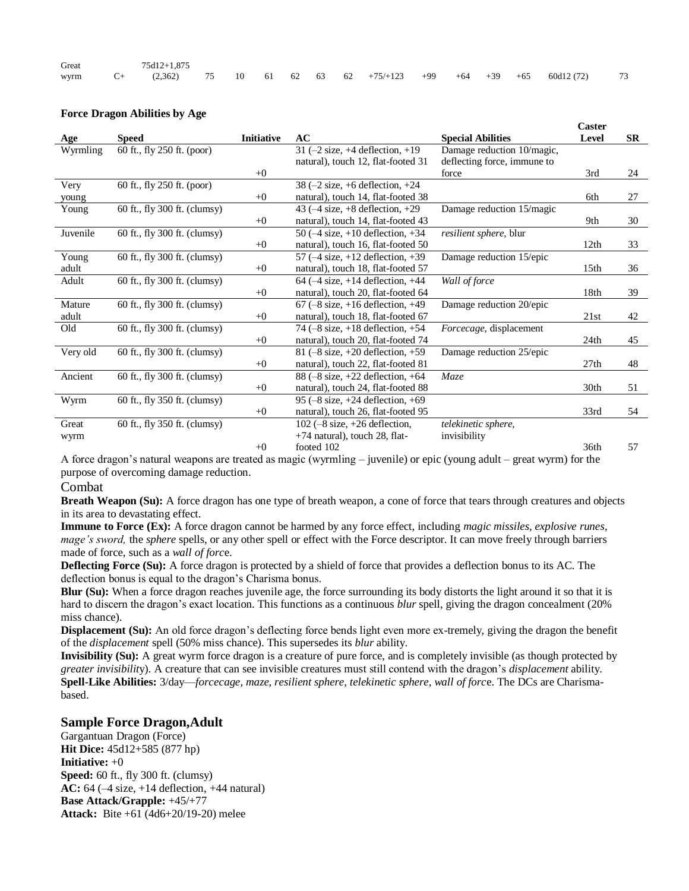| Great wyrm | C+ | 75d12+1,875 (2,362) | 75 | 10 | 61 | 62 | 63 | 62 | +75/+123 | +99 | +64 | +39 | +65 | 60d12 (72) | 73 |
|---|---|---|---|---|---|---|---|---|---|---|---|---|---|---|---|

**Force Dragon Abilities by Age**

| Age | Speed | Initiative | AC | Special Abilities | Caster Level | SR |
|---|---|---|---|---|---|---|
| Wyrmling | 60 ft., fly 250 ft. (poor) | +0 | 31 (–2 size, +4 deflection, +19 natural), touch 12, flat-footed 31 | Damage reduction 10/magic, deflecting force, immune to force | 3rd | 24 |
| Very young | 60 ft., fly 250 ft. (poor) | +0 | 38 (–2 size, +6 deflection, +24 natural), touch 14, flat-footed 38 | | 6th | 27 |
| Young | 60 ft., fly 300 ft. (clumsy) | +0 | 43 (–4 size, +8 deflection, +29 natural), touch 14, flat-footed 43 | Damage reduction 15/magic | 9th | 30 |
| Juvenile | 60 ft., fly 300 ft. (clumsy) | +0 | 50 (–4 size, +10 deflection, +34 natural), touch 16, flat-footed 50 | *resilient sphere,* blur | 12th | 33 |
| Young adult | 60 ft., fly 300 ft. (clumsy) | +0 | 57 (–4 size, +12 deflection, +39 natural), touch 18, flat-footed 57 | Damage reduction 15/epic | 15th | 36 |
| Adult | 60 ft., fly 300 ft. (clumsy) | +0 | 64 (–4 size, +14 deflection, +44 natural), touch 20, flat-footed 64 | *Wall of force* | 18th | 39 |
| Mature adult | 60 ft., fly 300 ft. (clumsy) | +0 | 67 (–8 size, +16 deflection, +49 natural), touch 18, flat-footed 67 | Damage reduction 20/epic | 21st | 42 |
| Old | 60 ft., fly 300 ft. (clumsy) | +0 | 74 (–8 size, +18 deflection, +54 natural), touch 20, flat-footed 74 | *Forcecage,* displacement | 24th | 45 |
| Very old | 60 ft., fly 300 ft. (clumsy) | +0 | 81 (–8 size, +20 deflection, +59 natural), touch 22, flat-footed 81 | Damage reduction 25/epic | 27th | 48 |
| Ancient | 60 ft., fly 300 ft. (clumsy) | +0 | 88 (–8 size, +22 deflection, +64 natural), touch 24, flat-footed 88 | *Maze* | 30th | 51 |
| Wyrm | 60 ft., fly 350 ft. (clumsy) | +0 | 95 (–8 size, +24 deflection, +69 natural), touch 26, flat-footed 95 | | 33rd | 54 |
| Great wyrm | 60 ft., fly 350 ft. (clumsy) | +0 | 102 (–8 size, +26 deflection, +74 natural), touch 28, flat-footed 102 | *telekinetic sphere,* invisibility | 36th | 57 |

A force dragon's natural weapons are treated as magic (wyrmling – juvenile) or epic (young adult – great wyrm) for the purpose of overcoming damage reduction.

### Combat

**Breath Weapon (Su):** A force dragon has one type of breath weapon, a cone of force that tears through creatures and objects in its area to devastating effect.

**Immune to Force (Ex):** A force dragon cannot be harmed by any force effect, including *magic missiles, explosive runes, mage's sword,* the *sphere* spells, or any other spell or effect with the Force descriptor. It can move freely through barriers made of force, such as a *wall of force*.

**Deflecting Force (Su):** A force dragon is protected by a shield of force that provides a deflection bonus to its AC. The deflection bonus is equal to the dragon's Charisma bonus.

**Blur (Su):** When a force dragon reaches juvenile age, the force surrounding its body distorts the light around it so that it is hard to discern the dragon's exact location. This functions as a continuous *blur* spell, giving the dragon concealment (20% miss chance).

**Displacement (Su):** An old force dragon's deflecting force bends light even more ex-tremely, giving the dragon the benefit of the *displacement* spell (50% miss chance). This supersedes its *blur* ability.

**Invisibility (Su):** A great wyrm force dragon is a creature of pure force, and is completely invisible (as though protected by *greater invisibility*). A creature that can see invisible creatures must still contend with the dragon's *displacement* ability.

**Spell-Like Abilities:** 3/day—*forcecage, maze, resilient sphere, telekinetic sphere, wall of force*. The DCs are Charisma-based.

## Sample Force Dragon,Adult

Gargantuan Dragon (Force)
**Hit Dice:** 45d12+585 (877 hp)
**Initiative:** +0
**Speed:** 60 ft., fly 300 ft. (clumsy)
**AC:** 64 (–4 size, +14 deflection, +44 natural)
**Base Attack/Grapple:** +45/+77
**Attack:** Bite +61 (4d6+20/19-20) melee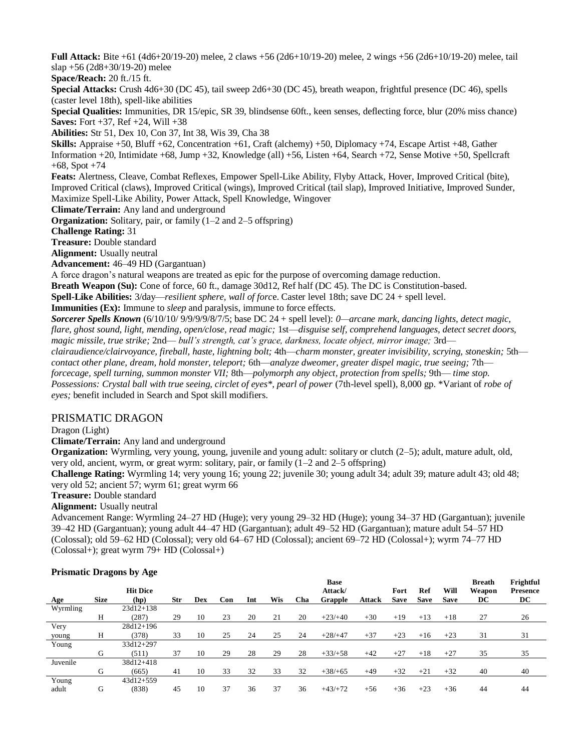**Full Attack:** Bite +61 (4d6+20/19-20) melee, 2 claws +56 (2d6+10/19-20) melee, 2 wings +56 (2d6+10/19-20) melee, tail slap +56 (2d8+30/19-20) melee

**Space/Reach:** 20 ft./15 ft.

**Special Attacks:** Crush 4d6+30 (DC 45), tail sweep 2d6+30 (DC 45), breath weapon, frightful presence (DC 46), spells (caster level 18th), spell-like abilities

**Special Qualities:** Immunities, DR 15/epic, SR 39, blindsense 60ft., keen senses, deflecting force, blur (20% miss chance)

**Saves:** Fort +37, Ref +24, Will +38

**Abilities:** Str 51, Dex 10, Con 37, Int 38, Wis 39, Cha 38

**Skills:** Appraise +50, Bluff +62, Concentration +61, Craft (alchemy) +50, Diplomacy +74, Escape Artist +48, Gather Information +20, Intimidate +68, Jump +32, Knowledge (all) +56, Listen +64, Search +72, Sense Motive +50, Spellcraft +68, Spot +74

**Feats:** Alertness, Cleave, Combat Reflexes, Empower Spell-Like Ability, Flyby Attack, Hover, Improved Critical (bite), Improved Critical (claws), Improved Critical (wings), Improved Critical (tail slap), Improved Initiative, Improved Sunder, Maximize Spell-Like Ability, Power Attack, Spell Knowledge, Wingover

**Climate/Terrain:** Any land and underground

**Organization:** Solitary, pair, or family (1–2 and 2–5 offspring)

**Challenge Rating:** 31

**Treasure:** Double standard

**Alignment:** Usually neutral

**Advancement:** 46–49 HD (Gargantuan)

A force dragon's natural weapons are treated as epic for the purpose of overcoming damage reduction.

**Breath Weapon (Su):** Cone of force, 60 ft., damage 30d12, Ref half (DC 45). The DC is Constitution-based.

**Spell-Like Abilities:** 3/day—*resilient sphere, wall of forc*e. Caster level 18th; save DC 24 + spell level.

**Immunities (Ex):** Immune to *sleep* and paralysis, immune to force effects.

***Sorcerer Spells Known*** (6/10/10/ 9/9/9/9/8/7/5; base DC 24 + spell level): *0—arcane mark, dancing lights, detect magic, flare, ghost sound, light, mending, open/close, read magic;* 1st—*disguise self, comprehend languages, detect secret doors, magic missile, true strike;* 2nd— *bull's strength, cat's grace, darkness, locate object, mirror image;* 3rd—*clairaudience/clairvoyance, fireball, haste, lightning bolt;* 4th—*charm monster, greater invisibility, scrying, stoneskin;* 5th—*contact other plane, dream, hold monster, teleport;* 6th—*analyze dweomer, greater dispel magic, true seeing;* 7th—*forcecage, spell turning, summon monster VII;* 8th—*polymorph any object, protection from spells;* 9th— *time stop.* *Possessions: Crystal ball with true seeing, circlet of eyes\*, pearl of power* (7th-level spell), 8,000 gp. \*Variant of *robe of eyes;* benefit included in Search and Spot skill modifiers.

## PRISMATIC DRAGON

Dragon (Light)

**Climate/Terrain:** Any land and underground

**Organization:** Wyrmling, very young, young, juvenile and young adult: solitary or clutch (2–5); adult, mature adult, old, very old, ancient, wyrm, or great wyrm: solitary, pair, or family (1–2 and 2–5 offspring)

**Challenge Rating:** Wyrmling 14; very young 16; young 22; juvenile 30; young adult 34; adult 39; mature adult 43; old 48; very old 52; ancient 57; wyrm 61; great wyrm 66

**Treasure:** Double standard

**Alignment:** Usually neutral

Advancement Range: Wyrmling 24–27 HD (Huge); very young 29–32 HD (Huge); young 34–37 HD (Gargantuan); juvenile 39–42 HD (Gargantuan); young adult 44–47 HD (Gargantuan); adult 49–52 HD (Gargantuan); mature adult 54–57 HD (Colossal); old 59–62 HD (Colossal); very old 64–67 HD (Colossal); ancient 69–72 HD (Colossal+); wyrm 74–77 HD (Colossal+); great wyrm 79+ HD (Colossal+)

**Prismatic Dragons by Age**

| Age | Size | Hit Dice (hp) | Str | Dex | Con | Int | Wis | Cha | Base Attack/ Grapple | Attack | Fort Save | Ref Save | Will Save | Breath Weapon DC | Frightful Presence DC |
|---|---|---|---|---|---|---|---|---|---|---|---|---|---|---|---|
| Wyrmling | H | 23d12+138 (287) | 29 | 10 | 23 | 20 | 21 | 20 | +23/+40 | +30 | +19 | +13 | +18 | 27 | 26 |
| Very young | H | 28d12+196 (378) | 33 | 10 | 25 | 24 | 25 | 24 | +28/+47 | +37 | +23 | +16 | +23 | 31 | 31 |
| Young | G | 33d12+297 (511) | 37 | 10 | 29 | 28 | 29 | 28 | +33/+58 | +42 | +27 | +18 | +27 | 35 | 35 |
| Juvenile | G | 38d12+418 (665) | 41 | 10 | 33 | 32 | 33 | 32 | +38/+65 | +49 | +32 | +21 | +32 | 40 | 40 |
| Young adult | G | 43d12+559 (838) | 45 | 10 | 37 | 36 | 37 | 36 | +43/+72 | +56 | +36 | +23 | +36 | 44 | 44 |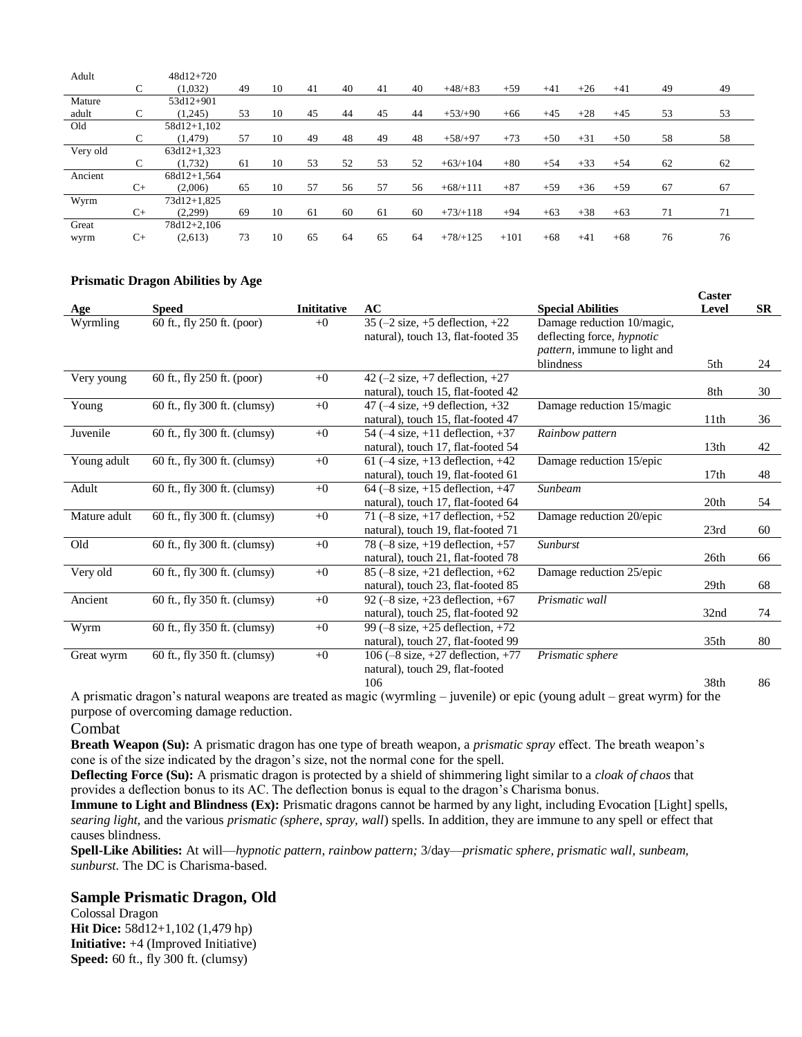| | | | | | | | | | | | | | | | |
|---|---|---|---|---|---|---|---|---|---|---|---|---|---|---|---|
| Adult | C | 48d12+720 (1,032) | 49 | 10 | 41 | 40 | 41 | 40 | +48/+83 | +59 | +41 | +26 | +41 | 49 | 49 |
| Mature adult | C | 53d12+901 (1,245) | 53 | 10 | 45 | 44 | 45 | 44 | +53/+90 | +66 | +45 | +28 | +45 | 53 | 53 |
| Old | C | 58d12+1,102 (1,479) | 57 | 10 | 49 | 48 | 49 | 48 | +58/+97 | +73 | +50 | +31 | +50 | 58 | 58 |
| Very old | C | 63d12+1,323 (1,732) | 61 | 10 | 53 | 52 | 53 | 52 | +63/+104 | +80 | +54 | +33 | +54 | 62 | 62 |
| Ancient | C+ | 68d12+1,564 (2,006) | 65 | 10 | 57 | 56 | 57 | 56 | +68/+111 | +87 | +59 | +36 | +59 | 67 | 67 |
| Wyrm | C+ | 73d12+1,825 (2,299) | 69 | 10 | 61 | 60 | 61 | 60 | +73/+118 | +94 | +63 | +38 | +63 | 71 | 71 |
| Great wyrm | C+ | 78d12+2,106 (2,613) | 73 | 10 | 65 | 64 | 65 | 64 | +78/+125 | +101 | +68 | +41 | +68 | 76 | 76 |

**Prismatic Dragon Abilities by Age**

| Age | Speed | Inititative | AC | Special Abilities | Caster Level | SR |
|---|---|---|---|---|---|---|
| Wyrmling | 60 ft., fly 250 ft. (poor) | +0 | 35 (–2 size, +5 deflection, +22 natural), touch 13, flat-footed 35 | Damage reduction 10/magic, deflecting force, *hypnotic pattern*, immune to light and blindness | 5th | 24 |
| Very young | 60 ft., fly 250 ft. (poor) | +0 | 42 (–2 size, +7 deflection, +27 natural), touch 15, flat-footed 42 | | 8th | 30 |
| Young | 60 ft., fly 300 ft. (clumsy) | +0 | 47 (–4 size, +9 deflection, +32 natural), touch 15, flat-footed 47 | Damage reduction 15/magic | 11th | 36 |
| Juvenile | 60 ft., fly 300 ft. (clumsy) | +0 | 54 (–4 size, +11 deflection, +37 natural), touch 17, flat-footed 54 | *Rainbow pattern* | 13th | 42 |
| Young adult | 60 ft., fly 300 ft. (clumsy) | +0 | 61 (–4 size, +13 deflection, +42 natural), touch 19, flat-footed 61 | Damage reduction 15/epic | 17th | 48 |
| Adult | 60 ft., fly 300 ft. (clumsy) | +0 | 64 (–8 size, +15 deflection, +47 natural), touch 17, flat-footed 64 | *Sunbeam* | 20th | 54 |
| Mature adult | 60 ft., fly 300 ft. (clumsy) | +0 | 71 (–8 size, +17 deflection, +52 natural), touch 19, flat-footed 71 | Damage reduction 20/epic | 23rd | 60 |
| Old | 60 ft., fly 300 ft. (clumsy) | +0 | 78 (–8 size, +19 deflection, +57 natural), touch 21, flat-footed 78 | *Sunburst* | 26th | 66 |
| Very old | 60 ft., fly 300 ft. (clumsy) | +0 | 85 (–8 size, +21 deflection, +62 natural), touch 23, flat-footed 85 | Damage reduction 25/epic | 29th | 68 |
| Ancient | 60 ft., fly 350 ft. (clumsy) | +0 | 92 (–8 size, +23 deflection, +67 natural), touch 25, flat-footed 92 | *Prismatic wall* | 32nd | 74 |
| Wyrm | 60 ft., fly 350 ft. (clumsy) | +0 | 99 (–8 size, +25 deflection, +72 natural), touch 27, flat-footed 99 | | 35th | 80 |
| Great wyrm | 60 ft., fly 350 ft. (clumsy) | +0 | 106 (–8 size, +27 deflection, +77 natural), touch 29, flat-footed 106 | *Prismatic sphere* | 38th | 86 |

A prismatic dragon's natural weapons are treated as magic (wyrmling – juvenile) or epic (young adult – great wyrm) for the purpose of overcoming damage reduction.

## Combat

**Breath Weapon (Su):** A prismatic dragon has one type of breath weapon, a *prismatic spray* effect. The breath weapon's cone is of the size indicated by the dragon's size, not the normal cone for the spell.

**Deflecting Force (Su):** A prismatic dragon is protected by a shield of shimmering light similar to a *cloak of chaos* that provides a deflection bonus to its AC. The deflection bonus is equal to the dragon's Charisma bonus.

**Immune to Light and Blindness (Ex):** Prismatic dragons cannot be harmed by any light, including Evocation [Light] spells, *searing light,* and the various *prismatic (sphere, spray, wall*) spells. In addition, they are immune to any spell or effect that causes blindness.

**Spell-Like Abilities:** At will—*hypnotic pattern, rainbow pattern;* 3/day—*prismatic sphere, prismatic wall, sunbeam, sunburst.* The DC is Charisma-based.

## Sample Prismatic Dragon, Old

Colossal Dragon
**Hit Dice:** 58d12+1,102 (1,479 hp)
**Initiative:** +4 (Improved Initiative)
**Speed:** 60 ft., fly 300 ft. (clumsy)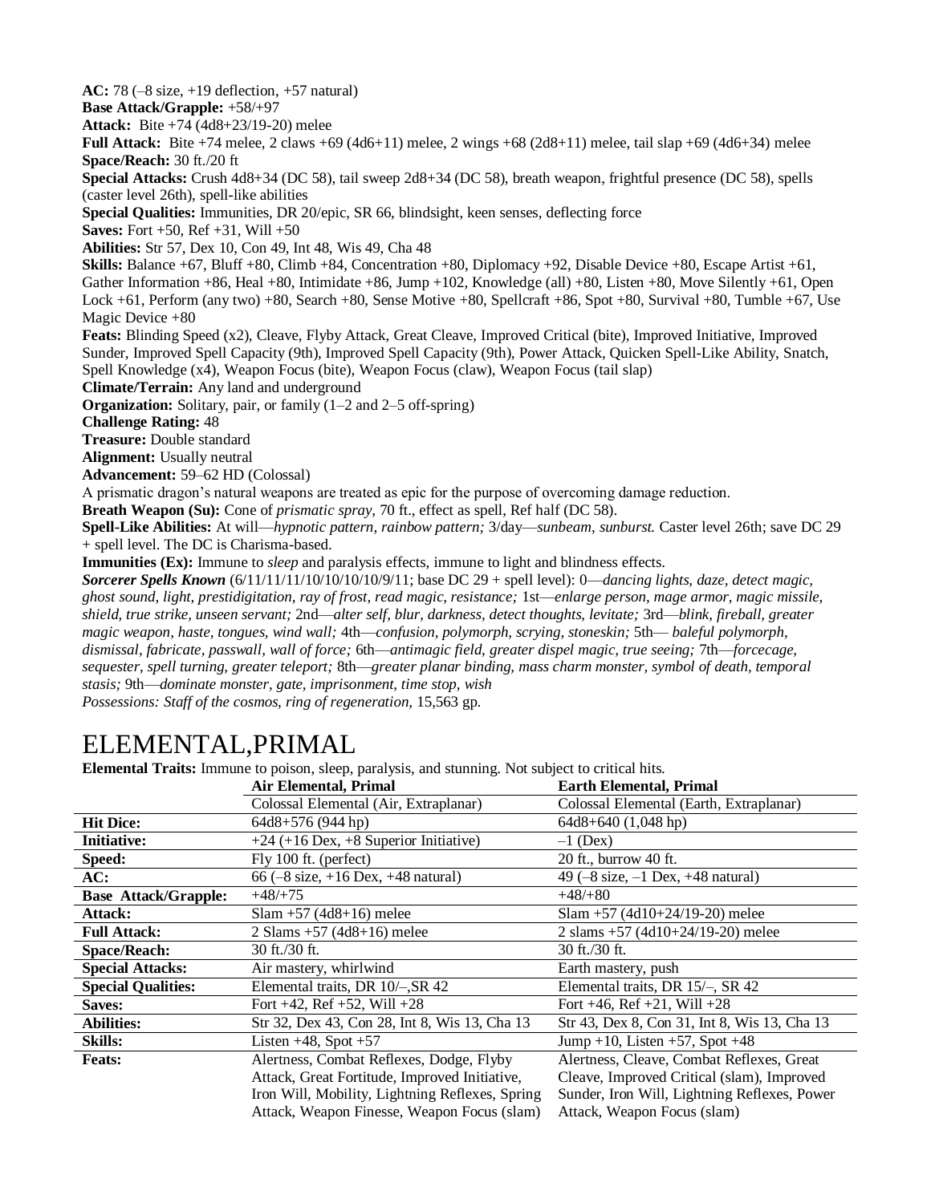**AC:** 78 (–8 size, +19 deflection, +57 natural)
**Base Attack/Grapple:** +58/+97
**Attack:** Bite +74 (4d8+23/19-20) melee
**Full Attack:** Bite +74 melee, 2 claws +69 (4d6+11) melee, 2 wings +68 (2d8+11) melee, tail slap +69 (4d6+34) melee
**Space/Reach:** 30 ft./20 ft
**Special Attacks:** Crush 4d8+34 (DC 58), tail sweep 2d8+34 (DC 58), breath weapon, frightful presence (DC 58), spells (caster level 26th), spell-like abilities
**Special Qualities:** Immunities, DR 20/epic, SR 66, blindsight, keen senses, deflecting force
**Saves:** Fort +50, Ref +31, Will +50
**Abilities:** Str 57, Dex 10, Con 49, Int 48, Wis 49, Cha 48
**Skills:** Balance +67, Bluff +80, Climb +84, Concentration +80, Diplomacy +92, Disable Device +80, Escape Artist +61, Gather Information +86, Heal +80, Intimidate +86, Jump +102, Knowledge (all) +80, Listen +80, Move Silently +61, Open Lock +61, Perform (any two) +80, Search +80, Sense Motive +80, Spellcraft +86, Spot +80, Survival +80, Tumble +67, Use Magic Device +80
**Feats:** Blinding Speed (x2), Cleave, Flyby Attack, Great Cleave, Improved Critical (bite), Improved Initiative, Improved Sunder, Improved Spell Capacity (9th), Improved Spell Capacity (9th), Power Attack, Quicken Spell-Like Ability, Snatch, Spell Knowledge (x4), Weapon Focus (bite), Weapon Focus (claw), Weapon Focus (tail slap)
**Climate/Terrain:** Any land and underground
**Organization:** Solitary, pair, or family (1–2 and 2–5 off-spring)
**Challenge Rating:** 48
**Treasure:** Double standard
**Alignment:** Usually neutral
**Advancement:** 59–62 HD (Colossal)
A prismatic dragon's natural weapons are treated as epic for the purpose of overcoming damage reduction.
**Breath Weapon (Su):** Cone of *prismatic spray,* 70 ft., effect as spell, Ref half (DC 58).
**Spell-Like Abilities:** At will—*hypnotic pattern, rainbow pattern;* 3/day—*sunbeam, sunburst.* Caster level 26th; save DC 29 + spell level. The DC is Charisma-based.
**Immunities (Ex):** Immune to *sleep* and paralysis effects, immune to light and blindness effects.
***Sorcerer Spells Known*** (6/11/11/11/10/10/10/10/9/11; base DC 29 + spell level): 0—*dancing lights, daze, detect magic, ghost sound, light, prestidigitation, ray of frost, read magic, resistance;* 1st—*enlarge person, mage armor, magic missile, shield, true strike, unseen servant;* 2nd—*alter self, blur, darkness, detect thoughts, levitate;* 3rd—*blink, fireball, greater magic weapon, haste, tongues, wind wall;* 4th—*confusion, polymorph, scrying, stoneskin;* 5th— *baleful polymorph, dismissal, fabricate, passwall, wall of force;* 6th—*antimagic field, greater dispel magic, true seeing;* 7th—*forcecage, sequester, spell turning, greater teleport;* 8th—*greater planar binding, mass charm monster, symbol of death, temporal stasis;* 9th—*dominate monster, gate, imprisonment, time stop, wish*
*Possessions: Staff of the cosmos, ring of regeneration,* 15,563 gp.

# ELEMENTAL,PRIMAL

**Elemental Traits:** Immune to poison, sleep, paralysis, and stunning. Not subject to critical hits.

| | **Air Elemental, Primal** | **Earth Elemental, Primal** |
|---|---|---|
| | Colossal Elemental (Air, Extraplanar) | Colossal Elemental (Earth, Extraplanar) |
| **Hit Dice:** | 64d8+576 (944 hp) | 64d8+640 (1,048 hp) |
| **Initiative:** | +24 (+16 Dex, +8 Superior Initiative) | –1 (Dex) |
| **Speed:** | Fly 100 ft. (perfect) | 20 ft., burrow 40 ft. |
| **AC:** | 66 (–8 size, +16 Dex, +48 natural) | 49 (–8 size, –1 Dex, +48 natural) |
| **Base Attack/Grapple:** | +48/+75 | +48/+80 |
| **Attack:** | Slam +57 (4d8+16) melee | Slam +57 (4d10+24/19-20) melee |
| **Full Attack:** | 2 Slams +57 (4d8+16) melee | 2 slams +57 (4d10+24/19-20) melee |
| **Space/Reach:** | 30 ft./30 ft. | 30 ft./30 ft. |
| **Special Attacks:** | Air mastery, whirlwind | Earth mastery, push |
| **Special Qualities:** | Elemental traits, DR 10/–,SR 42 | Elemental traits, DR 15/–, SR 42 |
| **Saves:** | Fort +42, Ref +52, Will +28 | Fort +46, Ref +21, Will +28 |
| **Abilities:** | Str 32, Dex 43, Con 28, Int 8, Wis 13, Cha 13 | Str 43, Dex 8, Con 31, Int 8, Wis 13, Cha 13 |
| **Skills:** | Listen +48, Spot +57 | Jump +10, Listen +57, Spot +48 |
| **Feats:** | Alertness, Combat Reflexes, Dodge, Flyby Attack, Great Fortitude, Improved Initiative, Iron Will, Mobility, Lightning Reflexes, Spring Attack, Weapon Finesse, Weapon Focus (slam) | Alertness, Cleave, Combat Reflexes, Great Cleave, Improved Critical (slam), Improved Sunder, Iron Will, Lightning Reflexes, Power Attack, Weapon Focus (slam) |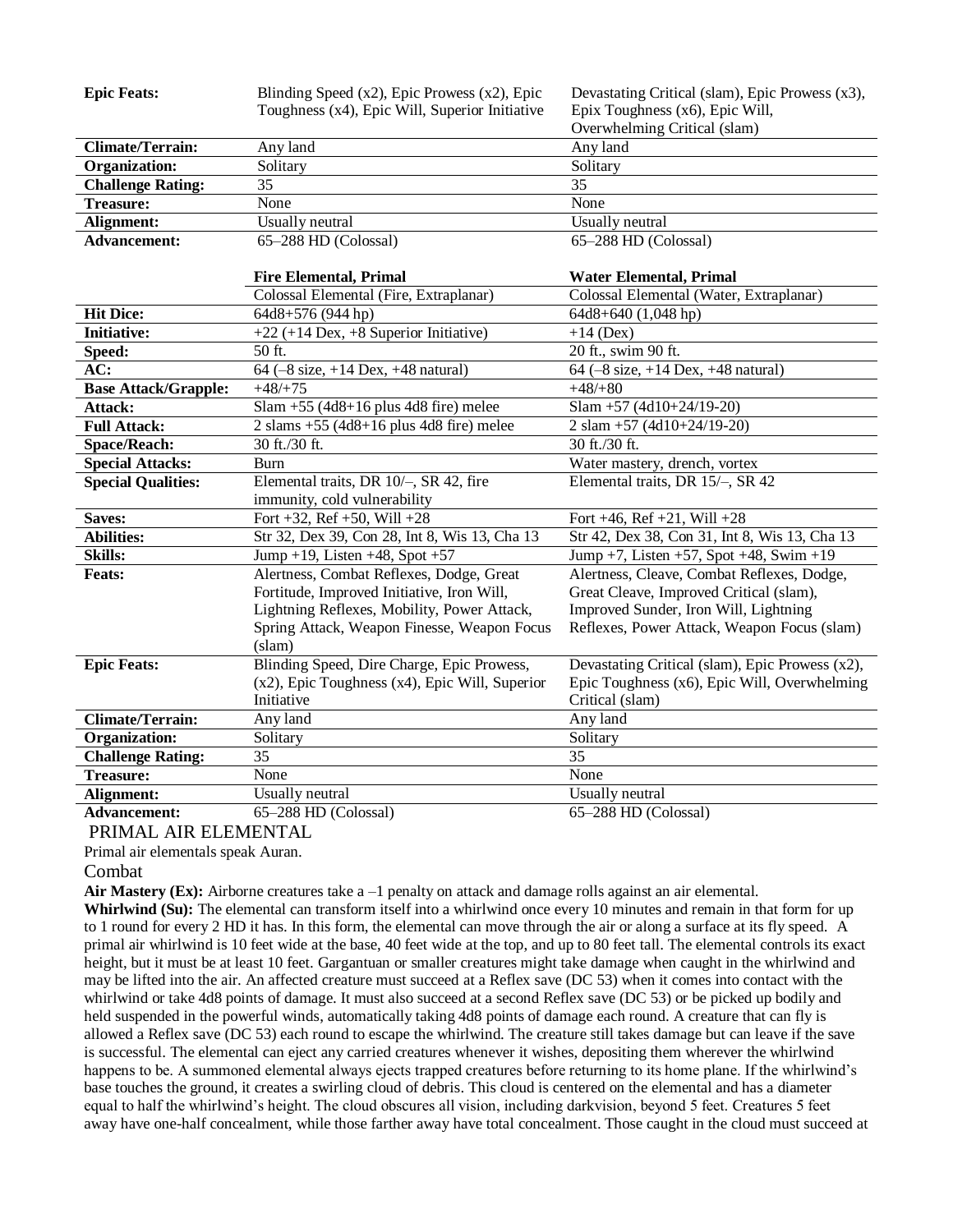| | | |
|---|---|---|
| **Epic Feats:** | Blinding Speed (x2), Epic Prowess (x2), Epic Toughness (x4), Epic Will, Superior Initiative | Devastating Critical (slam), Epic Prowess (x3), Epix Toughness (x6), Epic Will, Overwhelming Critical (slam) |
| **Climate/Terrain:** | Any land | Any land |
| **Organization:** | Solitary | Solitary |
| **Challenge Rating:** | 35 | 35 |
| **Treasure:** | None | None |
| **Alignment:** | Usually neutral | Usually neutral |
| **Advancement:** | 65–288 HD (Colossal) | 65–288 HD (Colossal) |

| | **Fire Elemental, Primal** | **Water Elemental, Primal** |
|---|---|---|
| | Colossal Elemental (Fire, Extraplanar) | Colossal Elemental (Water, Extraplanar) |
| **Hit Dice:** | 64d8+576 (944 hp) | 64d8+640 (1,048 hp) |
| **Initiative:** | +22 (+14 Dex, +8 Superior Initiative) | +14 (Dex) |
| **Speed:** | 50 ft. | 20 ft., swim 90 ft. |
| **AC:** | 64 (–8 size, +14 Dex, +48 natural) | 64 (–8 size, +14 Dex, +48 natural) |
| **Base Attack/Grapple:** | +48/+75 | +48/+80 |
| **Attack:** | Slam +55 (4d8+16 plus 4d8 fire) melee | Slam +57 (4d10+24/19-20) |
| **Full Attack:** | 2 slams +55 (4d8+16 plus 4d8 fire) melee | 2 slam +57 (4d10+24/19-20) |
| **Space/Reach:** | 30 ft./30 ft. | 30 ft./30 ft. |
| **Special Attacks:** | Burn | Water mastery, drench, vortex |
| **Special Qualities:** | Elemental traits, DR 10/–, SR 42, fire immunity, cold vulnerability | Elemental traits, DR 15/–, SR 42 |
| **Saves:** | Fort +32, Ref +50, Will +28 | Fort +46, Ref +21, Will +28 |
| **Abilities:** | Str 32, Dex 39, Con 28, Int 8, Wis 13, Cha 13 | Str 42, Dex 38, Con 31, Int 8, Wis 13, Cha 13 |
| **Skills:** | Jump +19, Listen +48, Spot +57 | Jump +7, Listen +57, Spot +48, Swim +19 |
| **Feats:** | Alertness, Combat Reflexes, Dodge, Great Fortitude, Improved Initiative, Iron Will, Lightning Reflexes, Mobility, Power Attack, Spring Attack, Weapon Finesse, Weapon Focus (slam) | Alertness, Cleave, Combat Reflexes, Dodge, Great Cleave, Improved Critical (slam), Improved Sunder, Iron Will, Lightning Reflexes, Power Attack, Weapon Focus (slam) |
| **Epic Feats:** | Blinding Speed, Dire Charge, Epic Prowess, (x2), Epic Toughness (x4), Epic Will, Superior Initiative | Devastating Critical (slam), Epic Prowess (x2), Epic Toughness (x6), Epic Will, Overwhelming Critical (slam) |
| **Climate/Terrain:** | Any land | Any land |
| **Organization:** | Solitary | Solitary |
| **Challenge Rating:** | 35 | 35 |
| **Treasure:** | None | None |
| **Alignment:** | Usually neutral | Usually neutral |
| **Advancement:** | 65–288 HD (Colossal) | 65–288 HD (Colossal) |

## PRIMAL AIR ELEMENTAL

Primal air elementals speak Auran.

### Combat

**Air Mastery (Ex):** Airborne creatures take a –1 penalty on attack and damage rolls against an air elemental.

**Whirlwind (Su):** The elemental can transform itself into a whirlwind once every 10 minutes and remain in that form for up to 1 round for every 2 HD it has. In this form, the elemental can move through the air or along a surface at its fly speed. A primal air whirlwind is 10 feet wide at the base, 40 feet wide at the top, and up to 80 feet tall. The elemental controls its exact height, but it must be at least 10 feet. Gargantuan or smaller creatures might take damage when caught in the whirlwind and may be lifted into the air. An affected creature must succeed at a Reflex save (DC 53) when it comes into contact with the whirlwind or take 4d8 points of damage. It must also succeed at a second Reflex save (DC 53) or be picked up bodily and held suspended in the powerful winds, automatically taking 4d8 points of damage each round. A creature that can fly is allowed a Reflex save (DC 53) each round to escape the whirlwind. The creature still takes damage but can leave if the save is successful. The elemental can eject any carried creatures whenever it wishes, depositing them wherever the whirlwind happens to be. A summoned elemental always ejects trapped creatures before returning to its home plane. If the whirlwind's base touches the ground, it creates a swirling cloud of debris. This cloud is centered on the elemental and has a diameter equal to half the whirlwind's height. The cloud obscures all vision, including darkvision, beyond 5 feet. Creatures 5 feet away have one-half concealment, while those farther away have total concealment. Those caught in the cloud must succeed at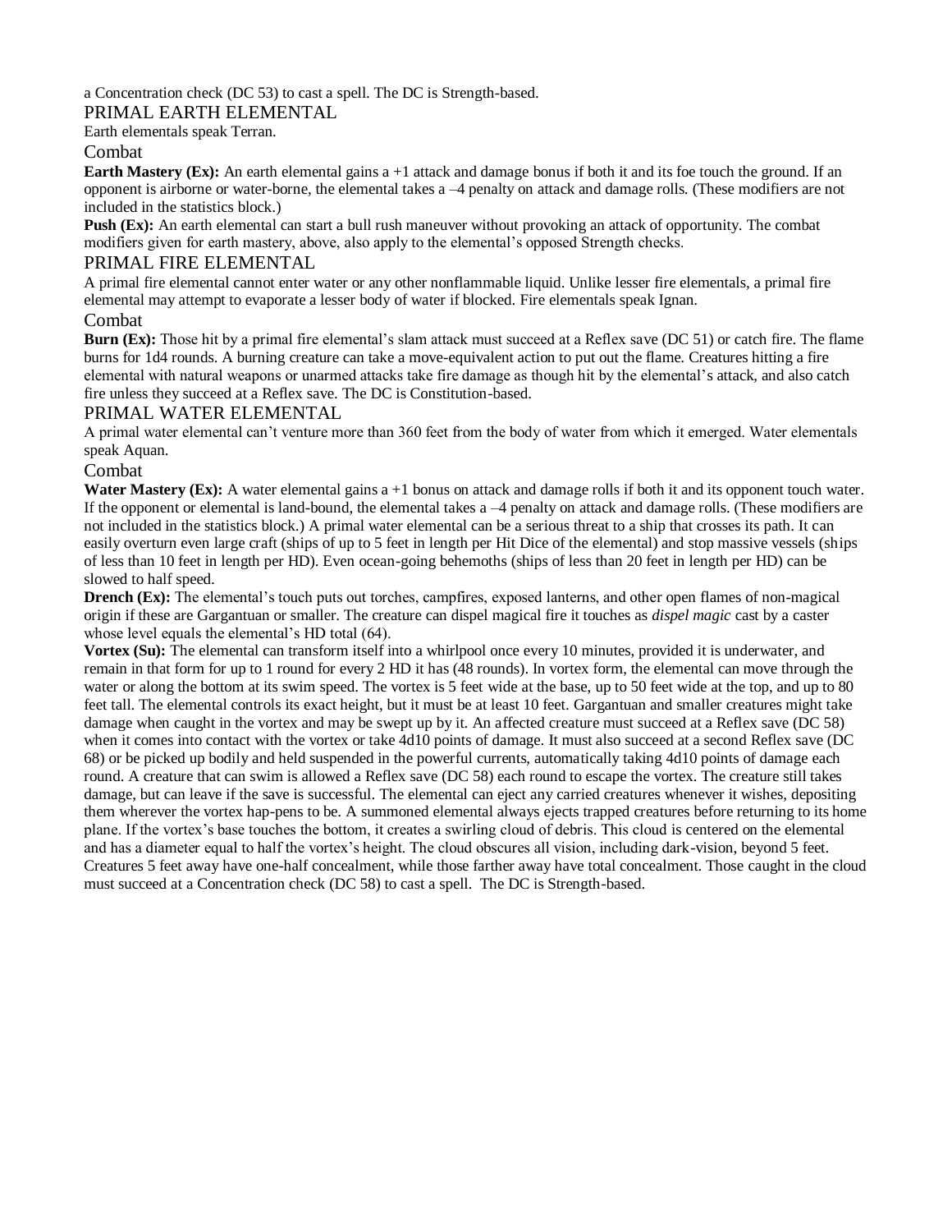a Concentration check (DC 53) to cast a spell. The DC is Strength-based.

## PRIMAL EARTH ELEMENTAL

Earth elementals speak Terran.

### Combat

**Earth Mastery (Ex):** An earth elemental gains a +1 attack and damage bonus if both it and its foe touch the ground. If an opponent is airborne or water-borne, the elemental takes a –4 penalty on attack and damage rolls. (These modifiers are not included in the statistics block.)

**Push (Ex):** An earth elemental can start a bull rush maneuver without provoking an attack of opportunity. The combat modifiers given for earth mastery, above, also apply to the elemental's opposed Strength checks.

## PRIMAL FIRE ELEMENTAL

A primal fire elemental cannot enter water or any other nonflammable liquid. Unlike lesser fire elementals, a primal fire elemental may attempt to evaporate a lesser body of water if blocked. Fire elementals speak Ignan.

### Combat

**Burn (Ex):** Those hit by a primal fire elemental's slam attack must succeed at a Reflex save (DC 51) or catch fire. The flame burns for 1d4 rounds. A burning creature can take a move-equivalent action to put out the flame. Creatures hitting a fire elemental with natural weapons or unarmed attacks take fire damage as though hit by the elemental's attack, and also catch fire unless they succeed at a Reflex save. The DC is Constitution-based.

## PRIMAL WATER ELEMENTAL

A primal water elemental can't venture more than 360 feet from the body of water from which it emerged. Water elementals speak Aquan.

### Combat

**Water Mastery (Ex):** A water elemental gains a +1 bonus on attack and damage rolls if both it and its opponent touch water. If the opponent or elemental is land-bound, the elemental takes a –4 penalty on attack and damage rolls. (These modifiers are not included in the statistics block.) A primal water elemental can be a serious threat to a ship that crosses its path. It can easily overturn even large craft (ships of up to 5 feet in length per Hit Dice of the elemental) and stop massive vessels (ships of less than 10 feet in length per HD). Even ocean-going behemoths (ships of less than 20 feet in length per HD) can be slowed to half speed.

**Drench (Ex):** The elemental's touch puts out torches, campfires, exposed lanterns, and other open flames of non-magical origin if these are Gargantuan or smaller. The creature can dispel magical fire it touches as *dispel magic* cast by a caster whose level equals the elemental's HD total (64).

**Vortex (Su):** The elemental can transform itself into a whirlpool once every 10 minutes, provided it is underwater, and remain in that form for up to 1 round for every 2 HD it has (48 rounds). In vortex form, the elemental can move through the water or along the bottom at its swim speed. The vortex is 5 feet wide at the base, up to 50 feet wide at the top, and up to 80 feet tall. The elemental controls its exact height, but it must be at least 10 feet. Gargantuan and smaller creatures might take damage when caught in the vortex and may be swept up by it. An affected creature must succeed at a Reflex save (DC 58) when it comes into contact with the vortex or take 4d10 points of damage. It must also succeed at a second Reflex save (DC 68) or be picked up bodily and held suspended in the powerful currents, automatically taking 4d10 points of damage each round. A creature that can swim is allowed a Reflex save (DC 58) each round to escape the vortex. The creature still takes damage, but can leave if the save is successful. The elemental can eject any carried creatures whenever it wishes, depositing them wherever the vortex hap-pens to be. A summoned elemental always ejects trapped creatures before returning to its home plane. If the vortex's base touches the bottom, it creates a swirling cloud of debris. This cloud is centered on the elemental and has a diameter equal to half the vortex's height. The cloud obscures all vision, including dark-vision, beyond 5 feet. Creatures 5 feet away have one-half concealment, while those farther away have total concealment. Those caught in the cloud must succeed at a Concentration check (DC 58) to cast a spell. The DC is Strength-based.